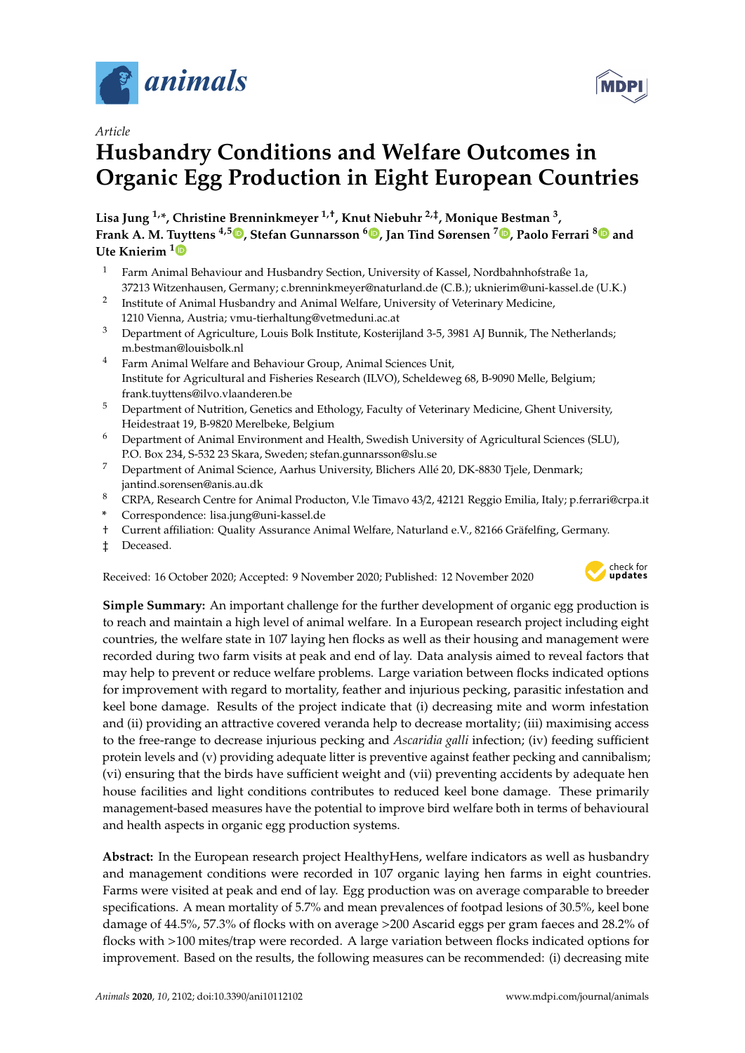*Article*

# Husbandry Conditions and Welfare Outcomes in Organic Egg Production in Eight European Countries

**Lisa Jung [1,*], Christine Brenninkmeyer [1,†], Knut Niebuhr [2,‡], Monique Bestman [3], Frank A. M. Tuyttens [4,5], Stefan Gunnarsson [6], Jan Tind Sørensen [7], Paolo Ferrari [8] and Ute Knierim [1]**

1. Farm Animal Behaviour and Husbandry Section, University of Kassel, Nordbahnhofstraße 1a, 37213 Witzenhausen, Germany; c.brenninkmeyer@naturland.de (C.B.); uknierim@uni-kassel.de (U.K.)
2. Institute of Animal Husbandry and Animal Welfare, University of Veterinary Medicine, 1210 Vienna, Austria; vmu-tierhaltung@vetmeduni.ac.at
3. Department of Agriculture, Louis Bolk Institute, Kosterijland 3-5, 3981 AJ Bunnik, The Netherlands; m.bestman@louisbolk.nl
4. Farm Animal Welfare and Behaviour Group, Animal Sciences Unit, Institute for Agricultural and Fisheries Research (ILVO), Scheldeweg 68, B-9090 Melle, Belgium; frank.tuyttens@ilvo.vlaanderen.be
5. Department of Nutrition, Genetics and Ethology, Faculty of Veterinary Medicine, Ghent University, Heidestraat 19, B-9820 Merelbeke, Belgium
6. Department of Animal Environment and Health, Swedish University of Agricultural Sciences (SLU), P.O. Box 234, S-532 23 Skara, Sweden; stefan.gunnarsson@slu.se
7. Department of Animal Science, Aarhus University, Blichers Allé 20, DK-8830 Tjele, Denmark; jantind.sorensen@anis.au.dk
8. CRPA, Research Centre for Animal Producton, V.le Timavo 43/2, 42121 Reggio Emilia, Italy; p.ferrari@crpa.it

\* Correspondence: lisa.jung@uni-kassel.de

† Current affiliation: Quality Assurance Animal Welfare, Naturland e.V., 82166 Gräfelfing, Germany.

‡ Deceased.

Received: 16 October 2020; Accepted: 9 November 2020; Published: 12 November 2020

**Simple Summary:** An important challenge for the further development of organic egg production is to reach and maintain a high level of animal welfare. In a European research project including eight countries, the welfare state in 107 laying hen flocks as well as their housing and management were recorded during two farm visits at peak and end of lay. Data analysis aimed to reveal factors that may help to prevent or reduce welfare problems. Large variation between flocks indicated options for improvement with regard to mortality, feather and injurious pecking, parasitic infestation and keel bone damage. Results of the project indicate that (i) decreasing mite and worm infestation and (ii) providing an attractive covered veranda help to decrease mortality; (iii) maximising access to the free-range to decrease injurious pecking and *Ascaridia galli* infection; (iv) feeding sufficient protein levels and (v) providing adequate litter is preventive against feather pecking and cannibalism; (vi) ensuring that the birds have sufficient weight and (vii) preventing accidents by adequate hen house facilities and light conditions contributes to reduced keel bone damage. These primarily management-based measures have the potential to improve bird welfare both in terms of behavioural and health aspects in organic egg production systems.

**Abstract:** In the European research project HealthyHens, welfare indicators as well as husbandry and management conditions were recorded in 107 organic laying hen farms in eight countries. Farms were visited at peak and end of lay. Egg production was on average comparable to breeder specifications. A mean mortality of 5.7% and mean prevalences of footpad lesions of 30.5%, keel bone damage of 44.5%, 57.3% of flocks with on average >200 Ascarid eggs per gram faeces and 28.2% of flocks with >100 mites/trap were recorded. A large variation between flocks indicated options for improvement. Based on the results, the following measures can be recommended: (i) decreasing mite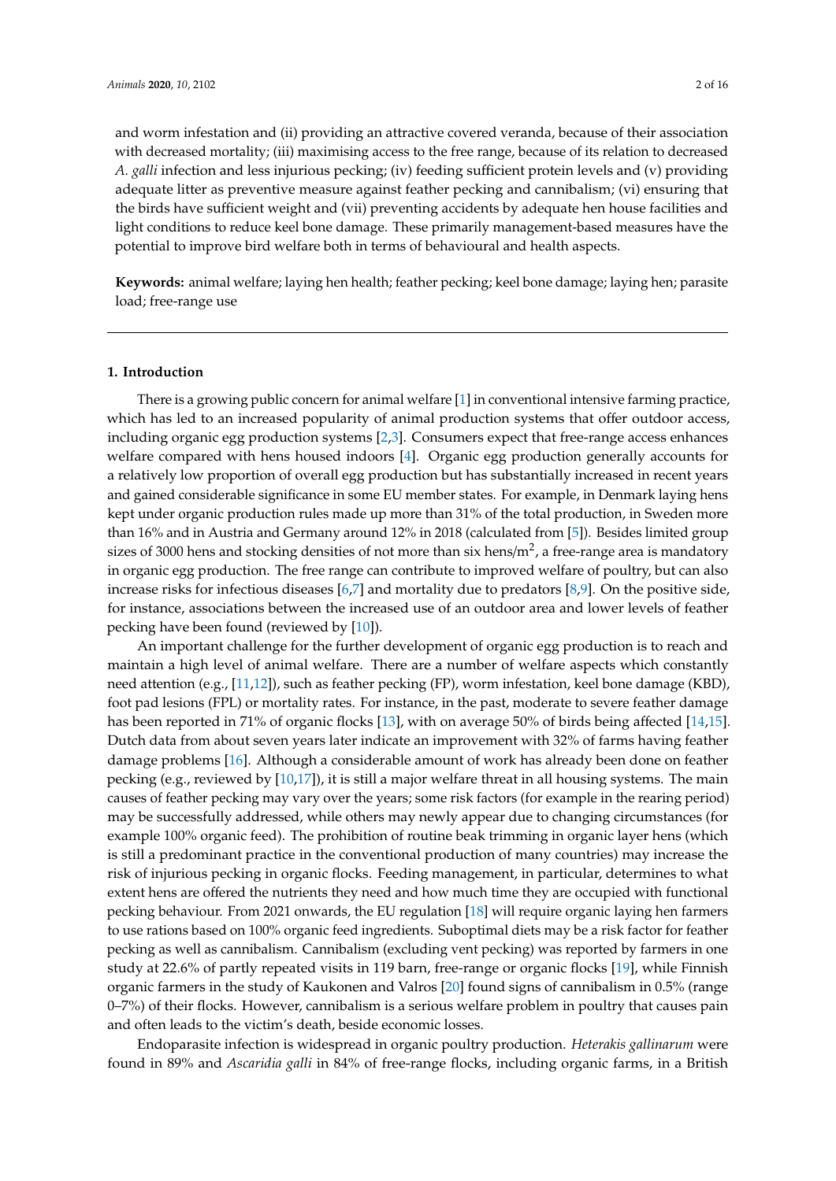and worm infestation and (ii) providing an attractive covered veranda, because of their association with decreased mortality; (iii) maximising access to the free range, because of its relation to decreased *A. galli* infection and less injurious pecking; (iv) feeding sufficient protein levels and (v) providing adequate litter as preventive measure against feather pecking and cannibalism; (vi) ensuring that the birds have sufficient weight and (vii) preventing accidents by adequate hen house facilities and light conditions to reduce keel bone damage. These primarily management-based measures have the potential to improve bird welfare both in terms of behavioural and health aspects.

**Keywords:** animal welfare; laying hen health; feather pecking; keel bone damage; laying hen; parasite load; free-range use

---

## 1. Introduction

There is a growing public concern for animal welfare [1] in conventional intensive farming practice, which has led to an increased popularity of animal production systems that offer outdoor access, including organic egg production systems [2,3]. Consumers expect that free-range access enhances welfare compared with hens housed indoors [4]. Organic egg production generally accounts for a relatively low proportion of overall egg production but has substantially increased in recent years and gained considerable significance in some EU member states. For example, in Denmark laying hens kept under organic production rules made up more than 31% of the total production, in Sweden more than 16% and in Austria and Germany around 12% in 2018 (calculated from [5]). Besides limited group sizes of 3000 hens and stocking densities of not more than six hens/m$^2$, a free-range area is mandatory in organic egg production. The free range can contribute to improved welfare of poultry, but can also increase risks for infectious diseases [6,7] and mortality due to predators [8,9]. On the positive side, for instance, associations between the increased use of an outdoor area and lower levels of feather pecking have been found (reviewed by [10]).

An important challenge for the further development of organic egg production is to reach and maintain a high level of animal welfare. There are a number of welfare aspects which constantly need attention (e.g., [11,12]), such as feather pecking (FP), worm infestation, keel bone damage (KBD), foot pad lesions (FPL) or mortality rates. For instance, in the past, moderate to severe feather damage has been reported in 71% of organic flocks [13], with on average 50% of birds being affected [14,15]. Dutch data from about seven years later indicate an improvement with 32% of farms having feather damage problems [16]. Although a considerable amount of work has already been done on feather pecking (e.g., reviewed by [10,17]), it is still a major welfare threat in all housing systems. The main causes of feather pecking may vary over the years; some risk factors (for example in the rearing period) may be successfully addressed, while others may newly appear due to changing circumstances (for example 100% organic feed). The prohibition of routine beak trimming in organic layer hens (which is still a predominant practice in the conventional production of many countries) may increase the risk of injurious pecking in organic flocks. Feeding management, in particular, determines to what extent hens are offered the nutrients they need and how much time they are occupied with functional pecking behaviour. From 2021 onwards, the EU regulation [18] will require organic laying hen farmers to use rations based on 100% organic feed ingredients. Suboptimal diets may be a risk factor for feather pecking as well as cannibalism. Cannibalism (excluding vent pecking) was reported by farmers in one study at 22.6% of partly repeated visits in 119 barn, free-range or organic flocks [19], while Finnish organic farmers in the study of Kaukonen and Valros [20] found signs of cannibalism in 0.5% (range 0–7%) of their flocks. However, cannibalism is a serious welfare problem in poultry that causes pain and often leads to the victim's death, beside economic losses.

Endoparasite infection is widespread in organic poultry production. *Heterakis gallinarum* were found in 89% and *Ascaridia galli* in 84% of free-range flocks, including organic farms, in a British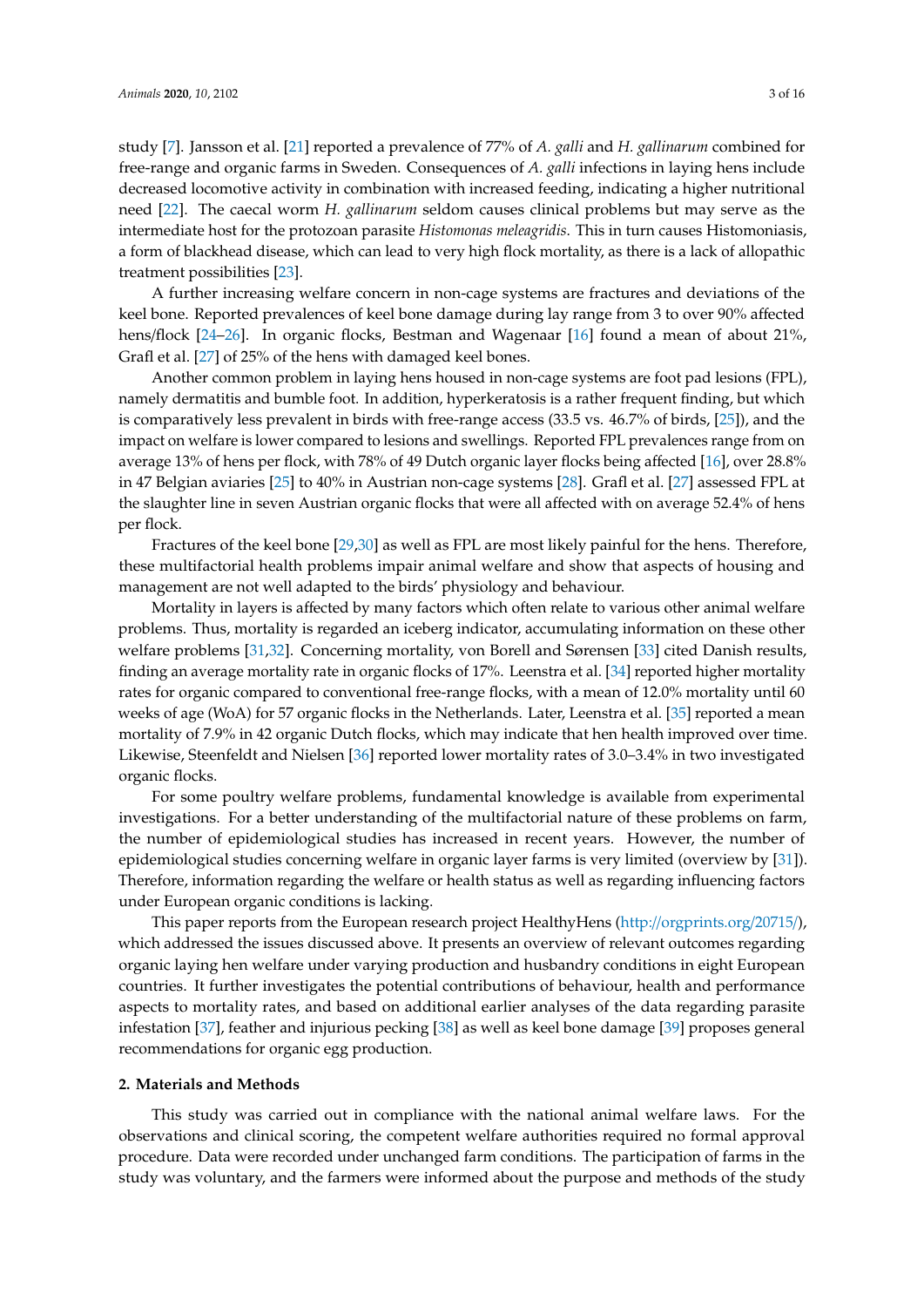study [7]. Jansson et al. [21] reported a prevalence of 77% of *A. galli* and *H. gallinarum* combined for free-range and organic farms in Sweden. Consequences of *A. galli* infections in laying hens include decreased locomotive activity in combination with increased feeding, indicating a higher nutritional need [22]. The caecal worm *H. gallinarum* seldom causes clinical problems but may serve as the intermediate host for the protozoan parasite *Histomonas meleagridis*. This in turn causes Histomoniasis, a form of blackhead disease, which can lead to very high flock mortality, as there is a lack of allopathic treatment possibilities [23].

A further increasing welfare concern in non-cage systems are fractures and deviations of the keel bone. Reported prevalences of keel bone damage during lay range from 3 to over 90% affected hens/flock [24–26]. In organic flocks, Bestman and Wagenaar [16] found a mean of about 21%, Grafl et al. [27] of 25% of the hens with damaged keel bones.

Another common problem in laying hens housed in non-cage systems are foot pad lesions (FPL), namely dermatitis and bumble foot. In addition, hyperkeratosis is a rather frequent finding, but which is comparatively less prevalent in birds with free-range access (33.5 vs. 46.7% of birds, [25]), and the impact on welfare is lower compared to lesions and swellings. Reported FPL prevalences range from on average 13% of hens per flock, with 78% of 49 Dutch organic layer flocks being affected [16], over 28.8% in 47 Belgian aviaries [25] to 40% in Austrian non-cage systems [28]. Grafl et al. [27] assessed FPL at the slaughter line in seven Austrian organic flocks that were all affected with on average 52.4% of hens per flock.

Fractures of the keel bone [29,30] as well as FPL are most likely painful for the hens. Therefore, these multifactorial health problems impair animal welfare and show that aspects of housing and management are not well adapted to the birds' physiology and behaviour.

Mortality in layers is affected by many factors which often relate to various other animal welfare problems. Thus, mortality is regarded an iceberg indicator, accumulating information on these other welfare problems [31,32]. Concerning mortality, von Borell and Sørensen [33] cited Danish results, finding an average mortality rate in organic flocks of 17%. Leenstra et al. [34] reported higher mortality rates for organic compared to conventional free-range flocks, with a mean of 12.0% mortality until 60 weeks of age (WoA) for 57 organic flocks in the Netherlands. Later, Leenstra et al. [35] reported a mean mortality of 7.9% in 42 organic Dutch flocks, which may indicate that hen health improved over time. Likewise, Steenfeldt and Nielsen [36] reported lower mortality rates of 3.0–3.4% in two investigated organic flocks.

For some poultry welfare problems, fundamental knowledge is available from experimental investigations. For a better understanding of the multifactorial nature of these problems on farm, the number of epidemiological studies has increased in recent years. However, the number of epidemiological studies concerning welfare in organic layer farms is very limited (overview by [31]). Therefore, information regarding the welfare or health status as well as regarding influencing factors under European organic conditions is lacking.

This paper reports from the European research project HealthyHens (http://orgprints.org/20715/), which addressed the issues discussed above. It presents an overview of relevant outcomes regarding organic laying hen welfare under varying production and husbandry conditions in eight European countries. It further investigates the potential contributions of behaviour, health and performance aspects to mortality rates, and based on additional earlier analyses of the data regarding parasite infestation [37], feather and injurious pecking [38] as well as keel bone damage [39] proposes general recommendations for organic egg production.

## 2. Materials and Methods

This study was carried out in compliance with the national animal welfare laws. For the observations and clinical scoring, the competent welfare authorities required no formal approval procedure. Data were recorded under unchanged farm conditions. The participation of farms in the study was voluntary, and the farmers were informed about the purpose and methods of the study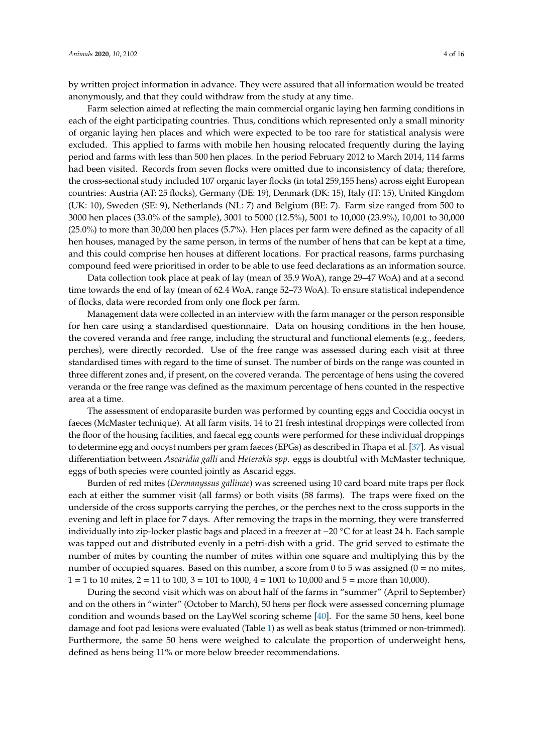by written project information in advance. They were assured that all information would be treated anonymously, and that they could withdraw from the study at any time.

Farm selection aimed at reflecting the main commercial organic laying hen farming conditions in each of the eight participating countries. Thus, conditions which represented only a small minority of organic laying hen places and which were expected to be too rare for statistical analysis were excluded. This applied to farms with mobile hen housing relocated frequently during the laying period and farms with less than 500 hen places. In the period February 2012 to March 2014, 114 farms had been visited. Records from seven flocks were omitted due to inconsistency of data; therefore, the cross-sectional study included 107 organic layer flocks (in total 259,155 hens) across eight European countries: Austria (AT: 25 flocks), Germany (DE: 19), Denmark (DK: 15), Italy (IT: 15), United Kingdom (UK: 10), Sweden (SE: 9), Netherlands (NL: 7) and Belgium (BE: 7). Farm size ranged from 500 to 3000 hen places (33.0% of the sample), 3001 to 5000 (12.5%), 5001 to 10,000 (23.9%), 10,001 to 30,000 (25.0%) to more than 30,000 hen places (5.7%). Hen places per farm were defined as the capacity of all hen houses, managed by the same person, in terms of the number of hens that can be kept at a time, and this could comprise hen houses at different locations. For practical reasons, farms purchasing compound feed were prioritised in order to be able to use feed declarations as an information source.

Data collection took place at peak of lay (mean of 35.9 WoA), range 29–47 WoA) and at a second time towards the end of lay (mean of 62.4 WoA, range 52–73 WoA). To ensure statistical independence of flocks, data were recorded from only one flock per farm.

Management data were collected in an interview with the farm manager or the person responsible for hen care using a standardised questionnaire. Data on housing conditions in the hen house, the covered veranda and free range, including the structural and functional elements (e.g., feeders, perches), were directly recorded. Use of the free range was assessed during each visit at three standardised times with regard to the time of sunset. The number of birds on the range was counted in three different zones and, if present, on the covered veranda. The percentage of hens using the covered veranda or the free range was defined as the maximum percentage of hens counted in the respective area at a time.

The assessment of endoparasite burden was performed by counting eggs and Coccidia oocyst in faeces (McMaster technique). At all farm visits, 14 to 21 fresh intestinal droppings were collected from the floor of the housing facilities, and faecal egg counts were performed for these individual droppings to determine egg and oocyst numbers per gram faeces (EPGs) as described in Thapa et al. [37]. As visual differentiation between *Ascaridia galli* and *Heterakis spp.* eggs is doubtful with McMaster technique, eggs of both species were counted jointly as Ascarid eggs.

Burden of red mites (*Dermanyssus gallinae*) was screened using 10 card board mite traps per flock each at either the summer visit (all farms) or both visits (58 farms). The traps were fixed on the underside of the cross supports carrying the perches, or the perches next to the cross supports in the evening and left in place for 7 days. After removing the traps in the morning, they were transferred individually into zip-locker plastic bags and placed in a freezer at −20 °C for at least 24 h. Each sample was tapped out and distributed evenly in a petri-dish with a grid. The grid served to estimate the number of mites by counting the number of mites within one square and multiplying this by the number of occupied squares. Based on this number, a score from 0 to 5 was assigned (0 = no mites, 1 = 1 to 10 mites, 2 = 11 to 100, 3 = 101 to 1000, 4 = 1001 to 10,000 and 5 = more than 10,000).

During the second visit which was on about half of the farms in "summer" (April to September) and on the others in "winter" (October to March), 50 hens per flock were assessed concerning plumage condition and wounds based on the LayWel scoring scheme [40]. For the same 50 hens, keel bone damage and foot pad lesions were evaluated (Table 1) as well as beak status (trimmed or non-trimmed). Furthermore, the same 50 hens were weighed to calculate the proportion of underweight hens, defined as hens being 11% or more below breeder recommendations.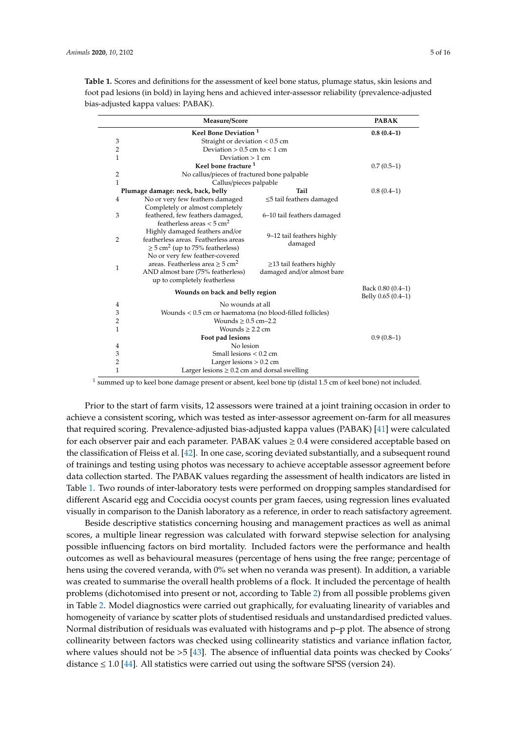**Table 1.** Scores and definitions for the assessment of keel bone status, plumage status, skin lesions and foot pad lesions (in bold) in laying hens and achieved inter-assessor reliability (prevalence-adjusted bias-adjusted kappa values: PABAK).

| Measure/Score | | | PABAK |
|---|---|---|---|
| | **Keel Bone Deviation [1]** | | **0.8 (0.4–1)** |
| 3 | Straight or deviation < 0.5 cm | | |
| 2 | Deviation > 0.5 cm to < 1 cm | | |
| 1 | Deviation > 1 cm | | |
| | **Keel bone fracture [1]** | | 0.7 (0.5–1) |
| 2 | No callus/pieces of fractured bone palpable | | |
| 1 | Callus/pieces palpable | | |
| | **Plumage damage: neck, back, belly** | **Tail** | 0.8 (0.4–1) |
| 4 | No or very few feathers damaged | ≤5 tail feathers damaged | |
| 3 | Completely or almost completely feathered, few feathers damaged, featherless areas < 5 $cm^2$ | 6–10 tail feathers damaged | |
| 2 | Highly damaged feathers and/or featherless areas. Featherless areas ≥ 5 $cm^2$ (up to 75% featherless) | 9–12 tail feathers highly damaged | |
| 1 | No or very few feather-covered areas. Featherless area ≥ 5 $cm^2$ AND almost bare (75% featherless) up to completely featherless | ≥13 tail feathers highly damaged and/or almost bare | |
| | **Wounds on back and belly region** | | Back 0.80 (0.4–1) Belly 0.65 (0.4–1) |
| 4 | No wounds at all | | |
| 3 | Wounds < 0.5 cm or haematoma (no blood-filled follicles) | | |
| 2 | Wounds ≥ 0.5 cm–2.2 | | |
| 1 | Wounds ≥ 2.2 cm | | |
| | **Foot pad lesions** | | 0.9 (0.8–1) |
| 4 | No lesion | | |
| 3 | Small lesions < 0.2 cm | | |
| 2 | Larger lesions > 0.2 cm | | |
| 1 | Larger lesions ≥ 0.2 cm and dorsal swelling | | |

[1] summed up to keel bone damage present or absent, keel bone tip (distal 1.5 cm of keel bone) not included.

Prior to the start of farm visits, 12 assessors were trained at a joint training occasion in order to achieve a consistent scoring, which was tested as inter-assessor agreement on-farm for all measures that required scoring. Prevalence-adjusted bias-adjusted kappa values (PABAK) [41] were calculated for each observer pair and each parameter. PABAK values ≥ 0.4 were considered acceptable based on the classification of Fleiss et al. [42]. In one case, scoring deviated substantially, and a subsequent round of trainings and testing using photos was necessary to achieve acceptable assessor agreement before data collection started. The PABAK values regarding the assessment of health indicators are listed in Table 1. Two rounds of inter-laboratory tests were performed on dropping samples standardised for different Ascarid egg and Coccidia oocyst counts per gram faeces, using regression lines evaluated visually in comparison to the Danish laboratory as a reference, in order to reach satisfactory agreement.

Beside descriptive statistics concerning housing and management practices as well as animal scores, a multiple linear regression was calculated with forward stepwise selection for analysing possible influencing factors on bird mortality. Included factors were the performance and health outcomes as well as behavioural measures (percentage of hens using the free range; percentage of hens using the covered veranda, with 0% set when no veranda was present). In addition, a variable was created to summarise the overall health problems of a flock. It included the percentage of health problems (dichotomised into present or not, according to Table 2) from all possible problems given in Table 2. Model diagnostics were carried out graphically, for evaluating linearity of variables and homogeneity of variance by scatter plots of studentised residuals and unstandardised predicted values. Normal distribution of residuals was evaluated with histograms and p–p plot. The absence of strong collinearity between factors was checked using collinearity statistics and variance inflation factor, where values should not be >5 [43]. The absence of influential data points was checked by Cooks' distance ≤ 1.0 [44]. All statistics were carried out using the software SPSS (version 24).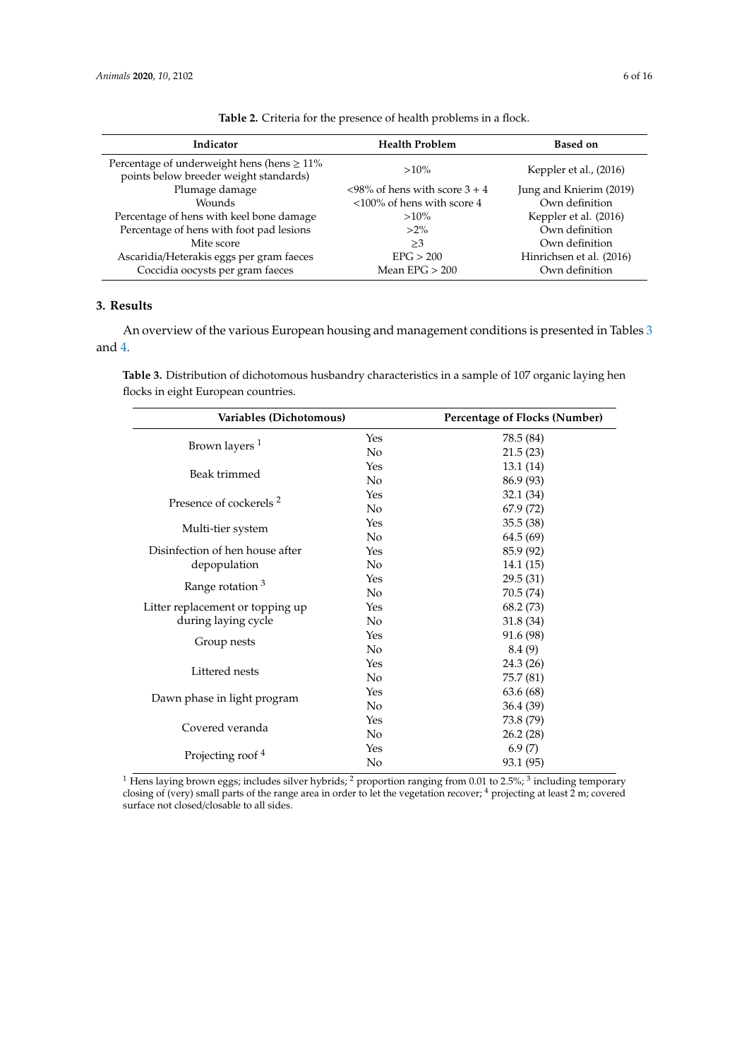**Table 2.** Criteria for the presence of health problems in a flock.

| Indicator | Health Problem | Based on |
|---|---|---|
| Percentage of underweight hens (hens ≥ 11% points below breeder weight standards) | >10% | Keppler et al., (2016) |
| Plumage damage | <98% of hens with score 3 + 4 | Jung and Knierim (2019) |
| Wounds | <100% of hens with score 4 | Own definition |
| Percentage of hens with keel bone damage | >10% | Keppler et al. (2016) |
| Percentage of hens with foot pad lesions | >2% | Own definition |
| Mite score | ≥3 | Own definition |
| Ascaridia/Heterakis eggs per gram faeces | EPG > 200 | Hinrichsen et al. (2016) |
| Coccidia oocysts per gram faeces | Mean EPG > 200 | Own definition |

## 3. Results

An overview of the various European housing and management conditions is presented in Tables 3 and 4.

**Table 3.** Distribution of dichotomous husbandry characteristics in a sample of 107 organic laying hen flocks in eight European countries.

| Variables (Dichotomous) | | Percentage of Flocks (Number) |
|---|---|---|
| Brown layers [1] | Yes | 78.5 (84) |
| | No | 21.5 (23) |
| Beak trimmed | Yes | 13.1 (14) |
| | No | 86.9 (93) |
| Presence of cockerels [2] | Yes | 32.1 (34) |
| | No | 67.9 (72) |
| Multi-tier system | Yes | 35.5 (38) |
| | No | 64.5 (69) |
| Disinfection of hen house after depopulation | Yes | 85.9 (92) |
| | No | 14.1 (15) |
| Range rotation [3] | Yes | 29.5 (31) |
| | No | 70.5 (74) |
| Litter replacement or topping up during laying cycle | Yes | 68.2 (73) |
| | No | 31.8 (34) |
| Group nests | Yes | 91.6 (98) |
| | No | 8.4 (9) |
| Littered nests | Yes | 24.3 (26) |
| | No | 75.7 (81) |
| Dawn phase in light program | Yes | 63.6 (68) |
| | No | 36.4 (39) |
| Covered veranda | Yes | 73.8 (79) |
| | No | 26.2 (28) |
| Projecting roof [4] | Yes | 6.9 (7) |
| | No | 93.1 (95) |

[1] Hens laying brown eggs; includes silver hybrids; [2] proportion ranging from 0.01 to 2.5%; [3] including temporary closing of (very) small parts of the range area in order to let the vegetation recover; [4] projecting at least 2 m; covered surface not closed/closable to all sides.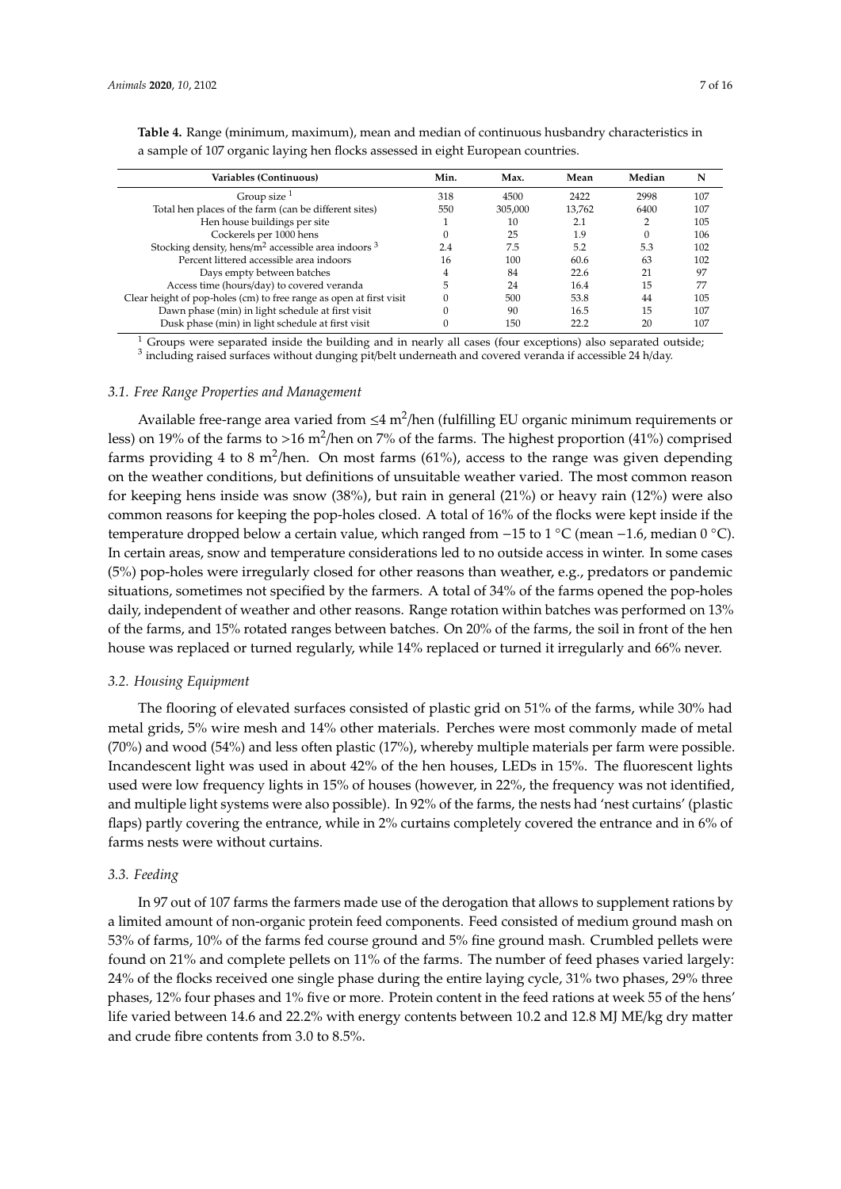**Table 4.** Range (minimum, maximum), mean and median of continuous husbandry characteristics in a sample of 107 organic laying hen flocks assessed in eight European countries.

| Variables (Continuous) | Min. | Max. | Mean | Median | N |
| --- | --- | --- | --- | --- | --- |
| Group size [1] | 318 | 4500 | 2422 | 2998 | 107 |
| Total hen places of the farm (can be different sites) | 550 | 305,000 | 13,762 | 6400 | 107 |
| Hen house buildings per site | 1 | 10 | 2.1 | 2 | 105 |
| Cockerels per 1000 hens | 0 | 25 | 1.9 | 0 | 106 |
| Stocking density, hens/$m^2$ accessible area indoors [3] | 2.4 | 7.5 | 5.2 | 5.3 | 102 |
| Percent littered accessible area indoors | 16 | 100 | 60.6 | 63 | 102 |
| Days empty between batches | 4 | 84 | 22.6 | 21 | 97 |
| Access time (hours/day) to covered veranda | 5 | 24 | 16.4 | 15 | 77 |
| Clear height of pop-holes (cm) to free range as open at first visit | 0 | 500 | 53.8 | 44 | 105 |
| Dawn phase (min) in light schedule at first visit | 0 | 90 | 16.5 | 15 | 107 |
| Dusk phase (min) in light schedule at first visit | 0 | 150 | 22.2 | 20 | 107 |

[1] Groups were separated inside the building and in nearly all cases (four exceptions) also separated outside; [3] including raised surfaces without dunging pit/belt underneath and covered veranda if accessible 24 h/day.

### 3.1. Free Range Properties and Management

Available free-range area varied from ≤4 $m^2$/hen (fulfilling EU organic minimum requirements or less) on 19% of the farms to >16 $m^2$/hen on 7% of the farms. The highest proportion (41%) comprised farms providing 4 to 8 $m^2$/hen. On most farms (61%), access to the range was given depending on the weather conditions, but definitions of unsuitable weather varied. The most common reason for keeping hens inside was snow (38%), but rain in general (21%) or heavy rain (12%) were also common reasons for keeping the pop-holes closed. A total of 16% of the flocks were kept inside if the temperature dropped below a certain value, which ranged from −15 to 1 °C (mean −1.6, median 0 °C). In certain areas, snow and temperature considerations led to no outside access in winter. In some cases (5%) pop-holes were irregularly closed for other reasons than weather, e.g., predators or pandemic situations, sometimes not specified by the farmers. A total of 34% of the farms opened the pop-holes daily, independent of weather and other reasons. Range rotation within batches was performed on 13% of the farms, and 15% rotated ranges between batches. On 20% of the farms, the soil in front of the hen house was replaced or turned regularly, while 14% replaced or turned it irregularly and 66% never.

### 3.2. Housing Equipment

The flooring of elevated surfaces consisted of plastic grid on 51% of the farms, while 30% had metal grids, 5% wire mesh and 14% other materials. Perches were most commonly made of metal (70%) and wood (54%) and less often plastic (17%), whereby multiple materials per farm were possible. Incandescent light was used in about 42% of the hen houses, LEDs in 15%. The fluorescent lights used were low frequency lights in 15% of houses (however, in 22%, the frequency was not identified, and multiple light systems were also possible). In 92% of the farms, the nests had 'nest curtains' (plastic flaps) partly covering the entrance, while in 2% curtains completely covered the entrance and in 6% of farms nests were without curtains.

### 3.3. Feeding

In 97 out of 107 farms the farmers made use of the derogation that allows to supplement rations by a limited amount of non-organic protein feed components. Feed consisted of medium ground mash on 53% of farms, 10% of the farms fed course ground and 5% fine ground mash. Crumbled pellets were found on 21% and complete pellets on 11% of the farms. The number of feed phases varied largely: 24% of the flocks received one single phase during the entire laying cycle, 31% two phases, 29% three phases, 12% four phases and 1% five or more. Protein content in the feed rations at week 55 of the hens' life varied between 14.6 and 22.2% with energy contents between 10.2 and 12.8 MJ ME/kg dry matter and crude fibre contents from 3.0 to 8.5%.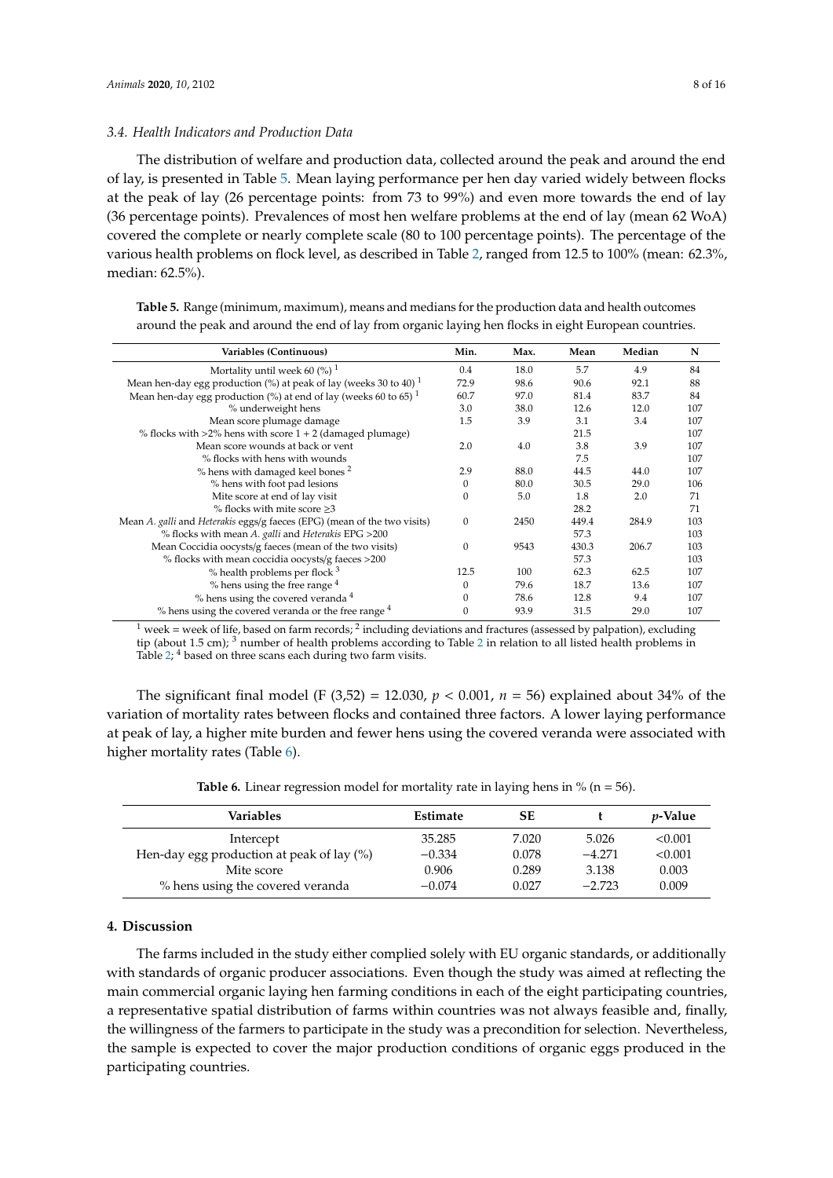### 3.4. Health Indicators and Production Data

The distribution of welfare and production data, collected around the peak and around the end of lay, is presented in Table 5. Mean laying performance per hen day varied widely between flocks at the peak of lay (26 percentage points: from 73 to 99%) and even more towards the end of lay (36 percentage points). Prevalences of most hen welfare problems at the end of lay (mean 62 WoA) covered the complete or nearly complete scale (80 to 100 percentage points). The percentage of the various health problems on flock level, as described in Table 2, ranged from 12.5 to 100% (mean: 62.3%, median: 62.5%).

**Table 5.** Range (minimum, maximum), means and medians for the production data and health outcomes around the peak and around the end of lay from organic laying hen flocks in eight European countries.

| Variables (Continuous) | Min. | Max. | Mean | Median | N |
|---|---|---|---|---|---|
| Mortality until week 60 (%) [1] | 0.4 | 18.0 | 5.7 | 4.9 | 84 |
| Mean hen-day egg production (%) at peak of lay (weeks 30 to 40) [1] | 72.9 | 98.6 | 90.6 | 92.1 | 88 |
| Mean hen-day egg production (%) at end of lay (weeks 60 to 65) [1] | 60.7 | 97.0 | 81.4 | 83.7 | 84 |
| % underweight hens | 3.0 | 38.0 | 12.6 | 12.0 | 107 |
| Mean score plumage damage | 1.5 | 3.9 | 3.1 | 3.4 | 107 |
| % flocks with >2% hens with score 1 + 2 (damaged plumage) | | | 21.5 | | 107 |
| Mean score wounds at back or vent | 2.0 | 4.0 | 3.8 | 3.9 | 107 |
| % flocks with hens with wounds | | | 7.5 | | 107 |
| % hens with damaged keel bones [2] | 2.9 | 88.0 | 44.5 | 44.0 | 107 |
| % hens with foot pad lesions | 0 | 80.0 | 30.5 | 29.0 | 106 |
| Mite score at end of lay visit | 0 | 5.0 | 1.8 | 2.0 | 71 |
| % flocks with mite score ≥3 | | | 28.2 | | 71 |
| Mean *A. galli* and *Heterakis* eggs/g faeces (EPG) (mean of the two visits) | 0 | 2450 | 449.4 | 284.9 | 103 |
| % flocks with mean *A. galli* and *Heterakis* EPG >200 | | | 57.3 | | 103 |
| Mean Coccidia oocysts/g faeces (mean of the two visits) | 0 | 9543 | 430.3 | 206.7 | 103 |
| % flocks with mean coccidia oocysts/g faeces >200 | | | 57.3 | | 103 |
| % health problems per flock [3] | 12.5 | 100 | 62.3 | 62.5 | 107 |
| % hens using the free range [4] | 0 | 79.6 | 18.7 | 13.6 | 107 |
| % hens using the covered veranda [4] | 0 | 78.6 | 12.8 | 9.4 | 107 |
| % hens using the covered veranda or the free range [4] | 0 | 93.9 | 31.5 | 29.0 | 107 |

[1] week = week of life, based on farm records; [2] including deviations and fractures (assessed by palpation), excluding tip (about 1.5 cm); [3] number of health problems according to Table 2 in relation to all listed health problems in Table 2; [4] based on three scans each during two farm visits.

The significant final model ($F (3,52) = 12.030$, $p < 0.001$, $n = 56$) explained about 34% of the variation of mortality rates between flocks and contained three factors. A lower laying performance at peak of lay, a higher mite burden and fewer hens using the covered veranda were associated with higher mortality rates (Table 6).

**Table 6.** Linear regression model for mortality rate in laying hens in % (n = 56).

| Variables | Estimate | SE | t | *p*-Value |
|---|---|---|---|---|
| Intercept | 35.285 | 7.020 | 5.026 | <0.001 |
| Hen-day egg production at peak of lay (%) | −0.334 | 0.078 | −4.271 | <0.001 |
| Mite score | 0.906 | 0.289 | 3.138 | 0.003 |
| % hens using the covered veranda | −0.074 | 0.027 | −2.723 | 0.009 |

## 4. Discussion

The farms included in the study either complied solely with EU organic standards, or additionally with standards of organic producer associations. Even though the study was aimed at reflecting the main commercial organic laying hen farming conditions in each of the eight participating countries, a representative spatial distribution of farms within countries was not always feasible and, finally, the willingness of the farmers to participate in the study was a precondition for selection. Nevertheless, the sample is expected to cover the major production conditions of organic eggs produced in the participating countries.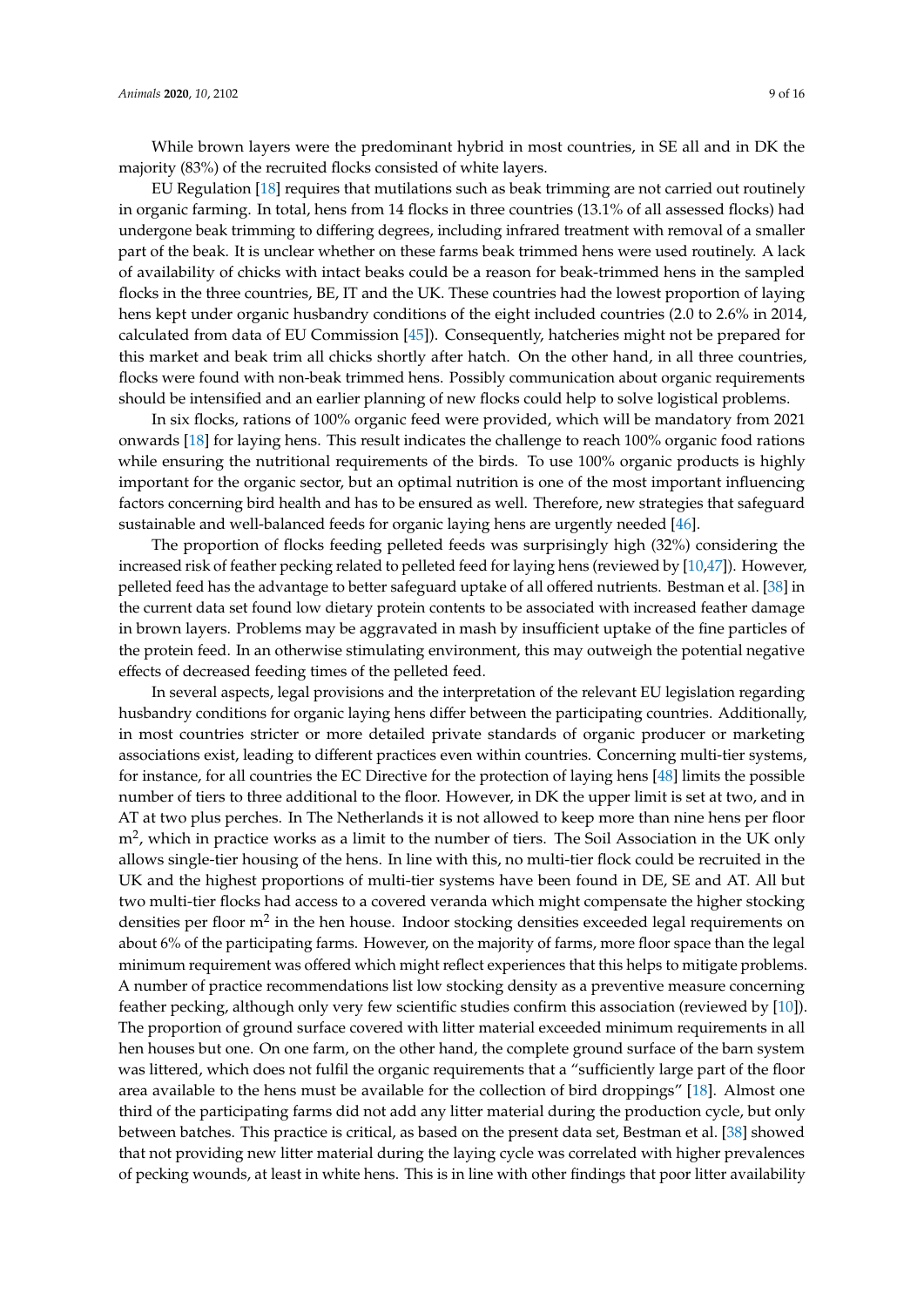While brown layers were the predominant hybrid in most countries, in SE all and in DK the majority (83%) of the recruited flocks consisted of white layers.

EU Regulation [18] requires that mutilations such as beak trimming are not carried out routinely in organic farming. In total, hens from 14 flocks in three countries (13.1% of all assessed flocks) had undergone beak trimming to differing degrees, including infrared treatment with removal of a smaller part of the beak. It is unclear whether on these farms beak trimmed hens were used routinely. A lack of availability of chicks with intact beaks could be a reason for beak-trimmed hens in the sampled flocks in the three countries, BE, IT and the UK. These countries had the lowest proportion of laying hens kept under organic husbandry conditions of the eight included countries (2.0 to 2.6% in 2014, calculated from data of EU Commission [45]). Consequently, hatcheries might not be prepared for this market and beak trim all chicks shortly after hatch. On the other hand, in all three countries, flocks were found with non-beak trimmed hens. Possibly communication about organic requirements should be intensified and an earlier planning of new flocks could help to solve logistical problems.

In six flocks, rations of 100% organic feed were provided, which will be mandatory from 2021 onwards [18] for laying hens. This result indicates the challenge to reach 100% organic food rations while ensuring the nutritional requirements of the birds. To use 100% organic products is highly important for the organic sector, but an optimal nutrition is one of the most important influencing factors concerning bird health and has to be ensured as well. Therefore, new strategies that safeguard sustainable and well-balanced feeds for organic laying hens are urgently needed [46].

The proportion of flocks feeding pelleted feeds was surprisingly high (32%) considering the increased risk of feather pecking related to pelleted feed for laying hens (reviewed by [10,47]). However, pelleted feed has the advantage to better safeguard uptake of all offered nutrients. Bestman et al. [38] in the current data set found low dietary protein contents to be associated with increased feather damage in brown layers. Problems may be aggravated in mash by insufficient uptake of the fine particles of the protein feed. In an otherwise stimulating environment, this may outweigh the potential negative effects of decreased feeding times of the pelleted feed.

In several aspects, legal provisions and the interpretation of the relevant EU legislation regarding husbandry conditions for organic laying hens differ between the participating countries. Additionally, in most countries stricter or more detailed private standards of organic producer or marketing associations exist, leading to different practices even within countries. Concerning multi-tier systems, for instance, for all countries the EC Directive for the protection of laying hens [48] limits the possible number of tiers to three additional to the floor. However, in DK the upper limit is set at two, and in AT at two plus perches. In The Netherlands it is not allowed to keep more than nine hens per floor $m^2$, which in practice works as a limit to the number of tiers. The Soil Association in the UK only allows single-tier housing of the hens. In line with this, no multi-tier flock could be recruited in the UK and the highest proportions of multi-tier systems have been found in DE, SE and AT. All but two multi-tier flocks had access to a covered veranda which might compensate the higher stocking densities per floor $m^2$ in the hen house. Indoor stocking densities exceeded legal requirements on about 6% of the participating farms. However, on the majority of farms, more floor space than the legal minimum requirement was offered which might reflect experiences that this helps to mitigate problems. A number of practice recommendations list low stocking density as a preventive measure concerning feather pecking, although only very few scientific studies confirm this association (reviewed by [10]). The proportion of ground surface covered with litter material exceeded minimum requirements in all hen houses but one. On one farm, on the other hand, the complete ground surface of the barn system was littered, which does not fulfil the organic requirements that a "sufficiently large part of the floor area available to the hens must be available for the collection of bird droppings" [18]. Almost one third of the participating farms did not add any litter material during the production cycle, but only between batches. This practice is critical, as based on the present data set, Bestman et al. [38] showed that not providing new litter material during the laying cycle was correlated with higher prevalences of pecking wounds, at least in white hens. This is in line with other findings that poor litter availability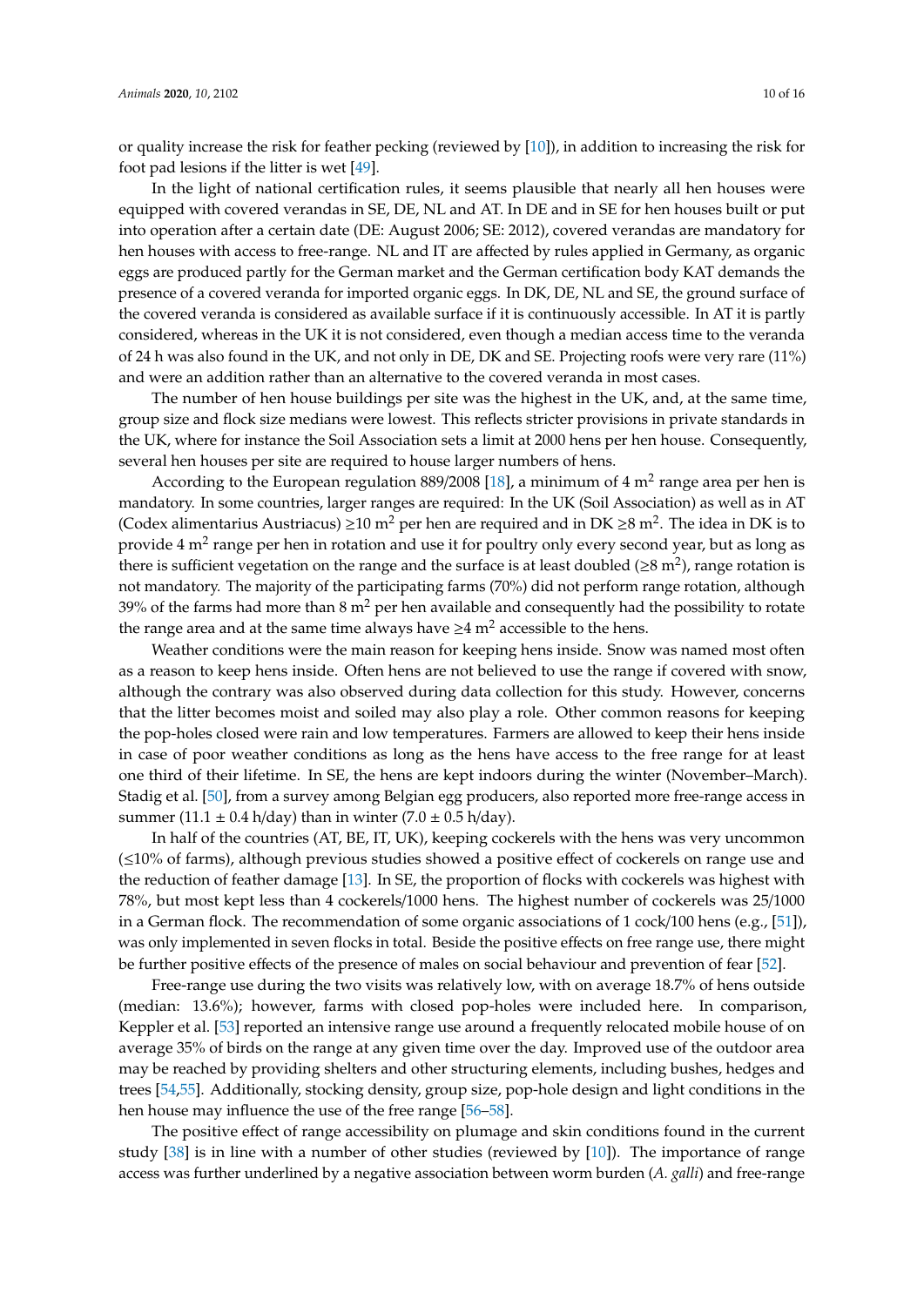or quality increase the risk for feather pecking (reviewed by [10]), in addition to increasing the risk for foot pad lesions if the litter is wet [49].

In the light of national certification rules, it seems plausible that nearly all hen houses were equipped with covered verandas in SE, DE, NL and AT. In DE and in SE for hen houses built or put into operation after a certain date (DE: August 2006; SE: 2012), covered verandas are mandatory for hen houses with access to free-range. NL and IT are affected by rules applied in Germany, as organic eggs are produced partly for the German market and the German certification body KAT demands the presence of a covered veranda for imported organic eggs. In DK, DE, NL and SE, the ground surface of the covered veranda is considered as available surface if it is continuously accessible. In AT it is partly considered, whereas in the UK it is not considered, even though a median access time to the veranda of 24 h was also found in the UK, and not only in DE, DK and SE. Projecting roofs were very rare (11%) and were an addition rather than an alternative to the covered veranda in most cases.

The number of hen house buildings per site was the highest in the UK, and, at the same time, group size and flock size medians were lowest. This reflects stricter provisions in private standards in the UK, where for instance the Soil Association sets a limit at 2000 hens per hen house. Consequently, several hen houses per site are required to house larger numbers of hens.

According to the European regulation 889/2008 [18], a minimum of 4 $m^2$ range area per hen is mandatory. In some countries, larger ranges are required: In the UK (Soil Association) as well as in AT (Codex alimentarius Austriacus) $\geq$10 $m^2$ per hen are required and in DK $\geq$8 $m^2$. The idea in DK is to provide 4 $m^2$ range per hen in rotation and use it for poultry only every second year, but as long as there is sufficient vegetation on the range and the surface is at least doubled ($\geq$8 $m^2$), range rotation is not mandatory. The majority of the participating farms (70%) did not perform range rotation, although 39% of the farms had more than 8 $m^2$ per hen available and consequently had the possibility to rotate the range area and at the same time always have $\geq$4 $m^2$ accessible to the hens.

Weather conditions were the main reason for keeping hens inside. Snow was named most often as a reason to keep hens inside. Often hens are not believed to use the range if covered with snow, although the contrary was also observed during data collection for this study. However, concerns that the litter becomes moist and soiled may also play a role. Other common reasons for keeping the pop-holes closed were rain and low temperatures. Farmers are allowed to keep their hens inside in case of poor weather conditions as long as the hens have access to the free range for at least one third of their lifetime. In SE, the hens are kept indoors during the winter (November–March). Stadig et al. [50], from a survey among Belgian egg producers, also reported more free-range access in summer (11.1 ± 0.4 h/day) than in winter (7.0 ± 0.5 h/day).

In half of the countries (AT, BE, IT, UK), keeping cockerels with the hens was very uncommon ($\leq$10% of farms), although previous studies showed a positive effect of cockerels on range use and the reduction of feather damage [13]. In SE, the proportion of flocks with cockerels was highest with 78%, but most kept less than 4 cockerels/1000 hens. The highest number of cockerels was 25/1000 in a German flock. The recommendation of some organic associations of 1 cock/100 hens (e.g., [51]), was only implemented in seven flocks in total. Beside the positive effects on free range use, there might be further positive effects of the presence of males on social behaviour and prevention of fear [52].

Free-range use during the two visits was relatively low, with on average 18.7% of hens outside (median: 13.6%); however, farms with closed pop-holes were included here. In comparison, Keppler et al. [53] reported an intensive range use around a frequently relocated mobile house of on average 35% of birds on the range at any given time over the day. Improved use of the outdoor area may be reached by providing shelters and other structuring elements, including bushes, hedges and trees [54,55]. Additionally, stocking density, group size, pop-hole design and light conditions in the hen house may influence the use of the free range [56–58].

The positive effect of range accessibility on plumage and skin conditions found in the current study [38] is in line with a number of other studies (reviewed by [10]). The importance of range access was further underlined by a negative association between worm burden (*A. galli*) and free-range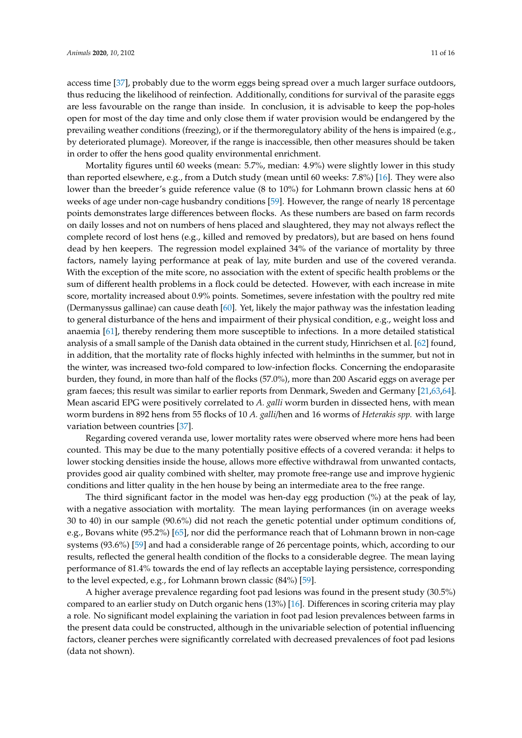access time [37], probably due to the worm eggs being spread over a much larger surface outdoors, thus reducing the likelihood of reinfection. Additionally, conditions for survival of the parasite eggs are less favourable on the range than inside. In conclusion, it is advisable to keep the pop-holes open for most of the day time and only close them if water provision would be endangered by the prevailing weather conditions (freezing), or if the thermoregulatory ability of the hens is impaired (e.g., by deteriorated plumage). Moreover, if the range is inaccessible, then other measures should be taken in order to offer the hens good quality environmental enrichment.

Mortality figures until 60 weeks (mean: 5.7%, median: 4.9%) were slightly lower in this study than reported elsewhere, e.g., from a Dutch study (mean until 60 weeks: 7.8%) [16]. They were also lower than the breeder's guide reference value (8 to 10%) for Lohmann brown classic hens at 60 weeks of age under non-cage husbandry conditions [59]. However, the range of nearly 18 percentage points demonstrates large differences between flocks. As these numbers are based on farm records on daily losses and not on numbers of hens placed and slaughtered, they may not always reflect the complete record of lost hens (e.g., killed and removed by predators), but are based on hens found dead by hen keepers. The regression model explained 34% of the variance of mortality by three factors, namely laying performance at peak of lay, mite burden and use of the covered veranda. With the exception of the mite score, no association with the extent of specific health problems or the sum of different health problems in a flock could be detected. However, with each increase in mite score, mortality increased about 0.9% points. Sometimes, severe infestation with the poultry red mite (Dermanyssus gallinae) can cause death [60]. Yet, likely the major pathway was the infestation leading to general disturbance of the hens and impairment of their physical condition, e.g., weight loss and anaemia [61], thereby rendering them more susceptible to infections. In a more detailed statistical analysis of a small sample of the Danish data obtained in the current study, Hinrichsen et al. [62] found, in addition, that the mortality rate of flocks highly infected with helminths in the summer, but not in the winter, was increased two-fold compared to low-infection flocks. Concerning the endoparasite burden, they found, in more than half of the flocks (57.0%), more than 200 Ascarid eggs on average per gram faeces; this result was similar to earlier reports from Denmark, Sweden and Germany [21,63,64]. Mean ascarid EPG were positively correlated to *A. galli* worm burden in dissected hens, with mean worm burdens in 892 hens from 55 flocks of 10 *A. galli*/hen and 16 worms of *Heterakis spp.* with large variation between countries [37].

Regarding covered veranda use, lower mortality rates were observed where more hens had been counted. This may be due to the many potentially positive effects of a covered veranda: it helps to lower stocking densities inside the house, allows more effective withdrawal from unwanted contacts, provides good air quality combined with shelter, may promote free-range use and improve hygienic conditions and litter quality in the hen house by being an intermediate area to the free range.

The third significant factor in the model was hen-day egg production (%) at the peak of lay, with a negative association with mortality. The mean laying performances (in on average weeks 30 to 40) in our sample (90.6%) did not reach the genetic potential under optimum conditions of, e.g., Bovans white (95.2%) [65], nor did the performance reach that of Lohmann brown in non-cage systems (93.6%) [59] and had a considerable range of 26 percentage points, which, according to our results, reflected the general health condition of the flocks to a considerable degree. The mean laying performance of 81.4% towards the end of lay reflects an acceptable laying persistence, corresponding to the level expected, e.g., for Lohmann brown classic (84%) [59].

A higher average prevalence regarding foot pad lesions was found in the present study (30.5%) compared to an earlier study on Dutch organic hens (13%) [16]. Differences in scoring criteria may play a role. No significant model explaining the variation in foot pad lesion prevalences between farms in the present data could be constructed, although in the univariable selection of potential influencing factors, cleaner perches were significantly correlated with decreased prevalences of foot pad lesions (data not shown).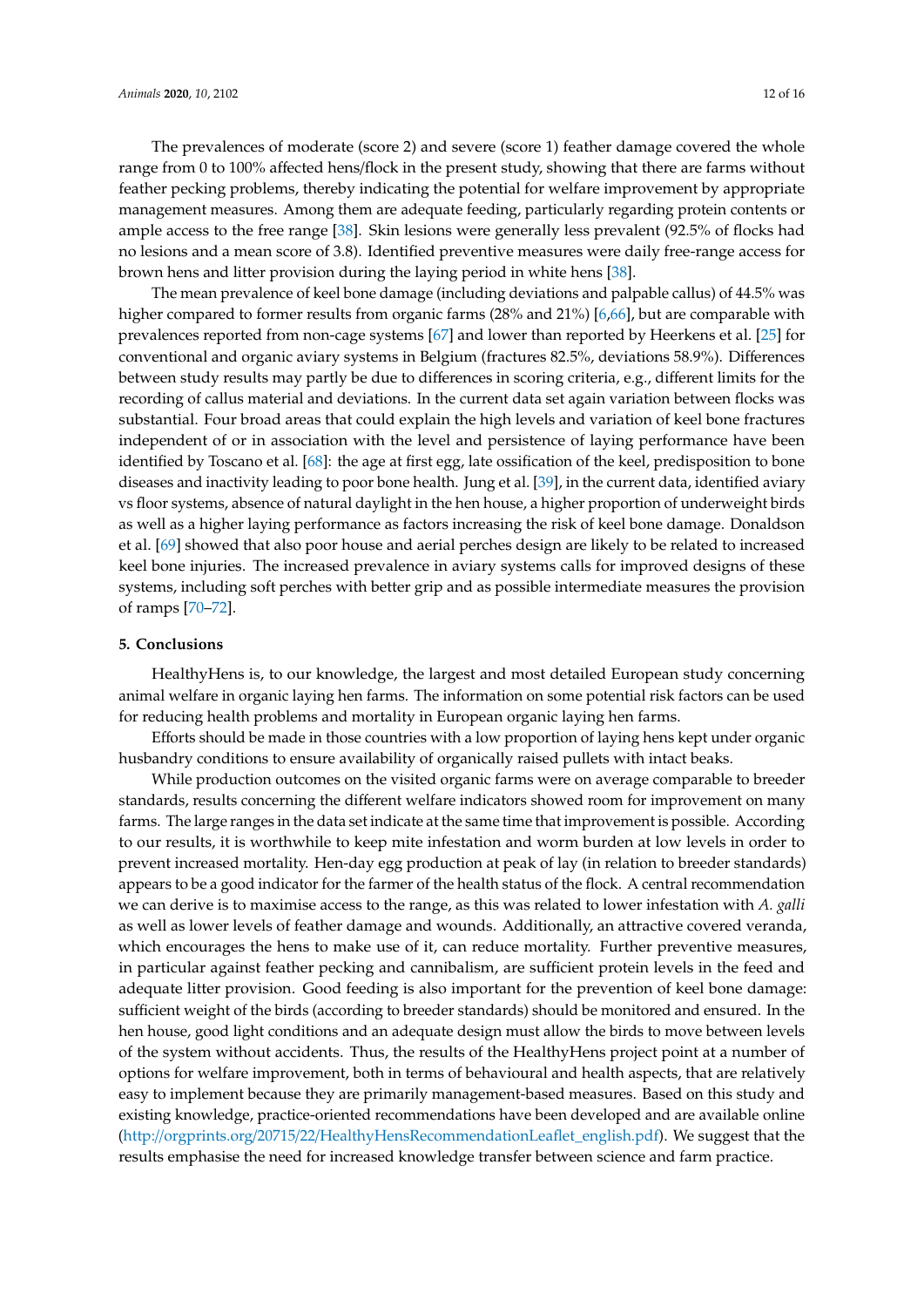The prevalences of moderate (score 2) and severe (score 1) feather damage covered the whole range from 0 to 100% affected hens/flock in the present study, showing that there are farms without feather pecking problems, thereby indicating the potential for welfare improvement by appropriate management measures. Among them are adequate feeding, particularly regarding protein contents or ample access to the free range [38]. Skin lesions were generally less prevalent (92.5% of flocks had no lesions and a mean score of 3.8). Identified preventive measures were daily free-range access for brown hens and litter provision during the laying period in white hens [38].

The mean prevalence of keel bone damage (including deviations and palpable callus) of 44.5% was higher compared to former results from organic farms (28% and 21%) [6,66], but are comparable with prevalences reported from non-cage systems [67] and lower than reported by Heerkens et al. [25] for conventional and organic aviary systems in Belgium (fractures 82.5%, deviations 58.9%). Differences between study results may partly be due to differences in scoring criteria, e.g., different limits for the recording of callus material and deviations. In the current data set again variation between flocks was substantial. Four broad areas that could explain the high levels and variation of keel bone fractures independent of or in association with the level and persistence of laying performance have been identified by Toscano et al. [68]: the age at first egg, late ossification of the keel, predisposition to bone diseases and inactivity leading to poor bone health. Jung et al. [39], in the current data, identified aviary vs floor systems, absence of natural daylight in the hen house, a higher proportion of underweight birds as well as a higher laying performance as factors increasing the risk of keel bone damage. Donaldson et al. [69] showed that also poor house and aerial perches design are likely to be related to increased keel bone injuries. The increased prevalence in aviary systems calls for improved designs of these systems, including soft perches with better grip and as possible intermediate measures the provision of ramps [70–72].

## 5. Conclusions

HealthyHens is, to our knowledge, the largest and most detailed European study concerning animal welfare in organic laying hen farms. The information on some potential risk factors can be used for reducing health problems and mortality in European organic laying hen farms.

Efforts should be made in those countries with a low proportion of laying hens kept under organic husbandry conditions to ensure availability of organically raised pullets with intact beaks.

While production outcomes on the visited organic farms were on average comparable to breeder standards, results concerning the different welfare indicators showed room for improvement on many farms. The large ranges in the data set indicate at the same time that improvement is possible. According to our results, it is worthwhile to keep mite infestation and worm burden at low levels in order to prevent increased mortality. Hen-day egg production at peak of lay (in relation to breeder standards) appears to be a good indicator for the farmer of the health status of the flock. A central recommendation we can derive is to maximise access to the range, as this was related to lower infestation with *A. galli* as well as lower levels of feather damage and wounds. Additionally, an attractive covered veranda, which encourages the hens to make use of it, can reduce mortality. Further preventive measures, in particular against feather pecking and cannibalism, are sufficient protein levels in the feed and adequate litter provision. Good feeding is also important for the prevention of keel bone damage: sufficient weight of the birds (according to breeder standards) should be monitored and ensured. In the hen house, good light conditions and an adequate design must allow the birds to move between levels of the system without accidents. Thus, the results of the HealthyHens project point at a number of options for welfare improvement, both in terms of behavioural and health aspects, that are relatively easy to implement because they are primarily management-based measures. Based on this study and existing knowledge, practice-oriented recommendations have been developed and are available online (http://orgprints.org/20715/22/HealthyHensRecommendationLeaflet_english.pdf). We suggest that the results emphasise the need for increased knowledge transfer between science and farm practice.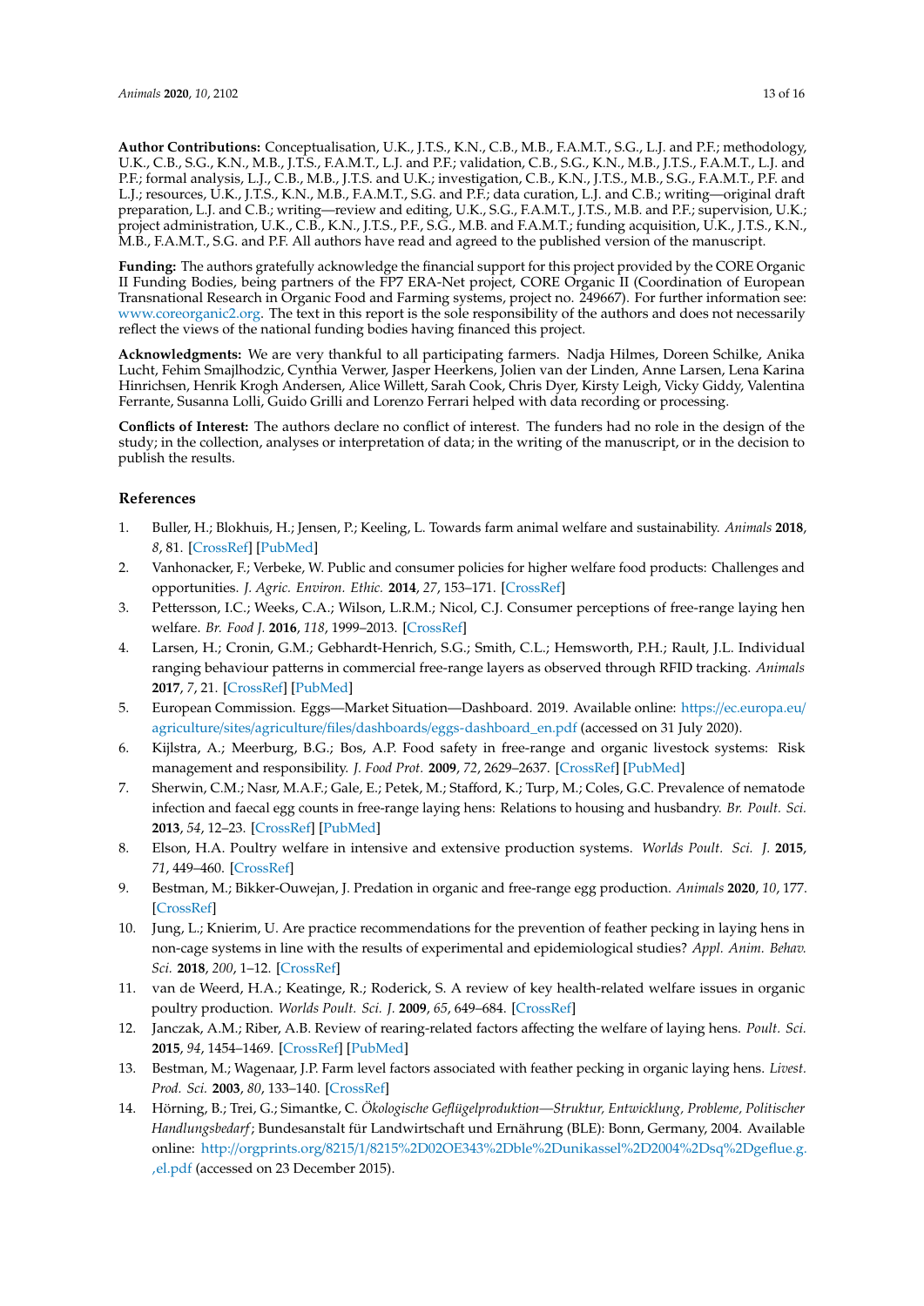**Author Contributions:** Conceptualisation, U.K., J.T.S., K.N., C.B., M.B., F.A.M.T., S.G., L.J. and P.F.; methodology, U.K., C.B., S.G., K.N., M.B., J.T.S., F.A.M.T., L.J. and P.F.; validation, C.B., S.G., K.N., M.B., J.T.S., F.A.M.T., L.J. and P.F.; formal analysis, L.J., C.B., M.B., J.T.S. and U.K.; investigation, C.B., K.N., J.T.S., M.B., S.G., F.A.M.T., P.F. and L.J.; resources, U.K., J.T.S., K.N., M.B., F.A.M.T., S.G. and P.F.; data curation, L.J. and C.B.; writing—original draft preparation, L.J. and C.B.; writing—review and editing, U.K., S.G., F.A.M.T., J.T.S., M.B. and P.F.; supervision, U.K.; project administration, U.K., C.B., K.N., J.T.S., P.F., S.G., M.B. and F.A.M.T.; funding acquisition, U.K., J.T.S., K.N., M.B., F.A.M.T., S.G. and P.F. All authors have read and agreed to the published version of the manuscript.

**Funding:** The authors gratefully acknowledge the financial support for this project provided by the CORE Organic II Funding Bodies, being partners of the FP7 ERA-Net project, CORE Organic II (Coordination of European Transnational Research in Organic Food and Farming systems, project no. 249667). For further information see: www.coreorganic2.org. The text in this report is the sole responsibility of the authors and does not necessarily reflect the views of the national funding bodies having financed this project.

**Acknowledgments:** We are very thankful to all participating farmers. Nadja Hilmes, Doreen Schilke, Anika Lucht, Fehim Smajlhodzic, Cynthia Verwer, Jasper Heerkens, Jolien van der Linden, Anne Larsen, Lena Karina Hinrichsen, Henrik Krogh Andersen, Alice Willett, Sarah Cook, Chris Dyer, Kirsty Leigh, Vicky Giddy, Valentina Ferrante, Susanna Lolli, Guido Grilli and Lorenzo Ferrari helped with data recording or processing.

**Conflicts of Interest:** The authors declare no conflict of interest. The funders had no role in the design of the study; in the collection, analyses or interpretation of data; in the writing of the manuscript, or in the decision to publish the results.

## References

1. Buller, H.; Blokhuis, H.; Jensen, P.; Keeling, L. Towards farm animal welfare and sustainability. *Animals* **2018**, *8*, 81. [CrossRef] [PubMed]
2. Vanhonacker, F.; Verbeke, W. Public and consumer policies for higher welfare food products: Challenges and opportunities. *J. Agric. Environ. Ethic.* **2014**, *27*, 153–171. [CrossRef]
3. Pettersson, I.C.; Weeks, C.A.; Wilson, L.R.M.; Nicol, C.J. Consumer perceptions of free-range laying hen welfare. *Br. Food J.* **2016**, *118*, 1999–2013. [CrossRef]
4. Larsen, H.; Cronin, G.M.; Gebhardt-Henrich, S.G.; Smith, C.L.; Hemsworth, P.H.; Rault, J.L. Individual ranging behaviour patterns in commercial free-range layers as observed through RFID tracking. *Animals* **2017**, *7*, 21. [CrossRef] [PubMed]
5. European Commission. Eggs—Market Situation—Dashboard. 2019. Available online: https://ec.europa.eu/agriculture/sites/agriculture/files/dashboards/eggs-dashboard_en.pdf (accessed on 31 July 2020).
6. Kijlstra, A.; Meerburg, B.G.; Bos, A.P. Food safety in free-range and organic livestock systems: Risk management and responsibility. *J. Food Prot.* **2009**, *72*, 2629–2637. [CrossRef] [PubMed]
7. Sherwin, C.M.; Nasr, M.A.F.; Gale, E.; Petek, M.; Stafford, K.; Turp, M.; Coles, G.C. Prevalence of nematode infection and faecal egg counts in free-range laying hens: Relations to housing and husbandry. *Br. Poult. Sci.* **2013**, *54*, 12–23. [CrossRef] [PubMed]
8. Elson, H.A. Poultry welfare in intensive and extensive production systems. *Worlds Poult. Sci. J.* **2015**, *71*, 449–460. [CrossRef]
9. Bestman, M.; Bikker-Ouwejan, J. Predation in organic and free-range egg production. *Animals* **2020**, *10*, 177. [CrossRef]
10. Jung, L.; Knierim, U. Are practice recommendations for the prevention of feather pecking in laying hens in non-cage systems in line with the results of experimental and epidemiological studies? *Appl. Anim. Behav. Sci.* **2018**, *200*, 1–12. [CrossRef]
11. van de Weerd, H.A.; Keatinge, R.; Roderick, S. A review of key health-related welfare issues in organic poultry production. *Worlds Poult. Sci. J.* **2009**, *65*, 649–684. [CrossRef]
12. Janczak, A.M.; Riber, A.B. Review of rearing-related factors affecting the welfare of laying hens. *Poult. Sci.* **2015**, *94*, 1454–1469. [CrossRef] [PubMed]
13. Bestman, M.; Wagenaar, J.P. Farm level factors associated with feather pecking in organic laying hens. *Livest. Prod. Sci.* **2003**, *80*, 133–140. [CrossRef]
14. Hörning, B.; Trei, G.; Simantke, C. *Ökologische Geflügelproduktion—Struktur, Entwicklung, Probleme, Politischer Handlungsbedarf*; Bundesanstalt für Landwirtschaft und Ernährung (BLE): Bonn, Germany, 2004. Available online: http://orgprints.org/8215/1/8215%2D02OE343%2Dble%2Dunikassel%2D2004%2Dsq%2Dgeflue.g.,el.pdf (accessed on 23 December 2015).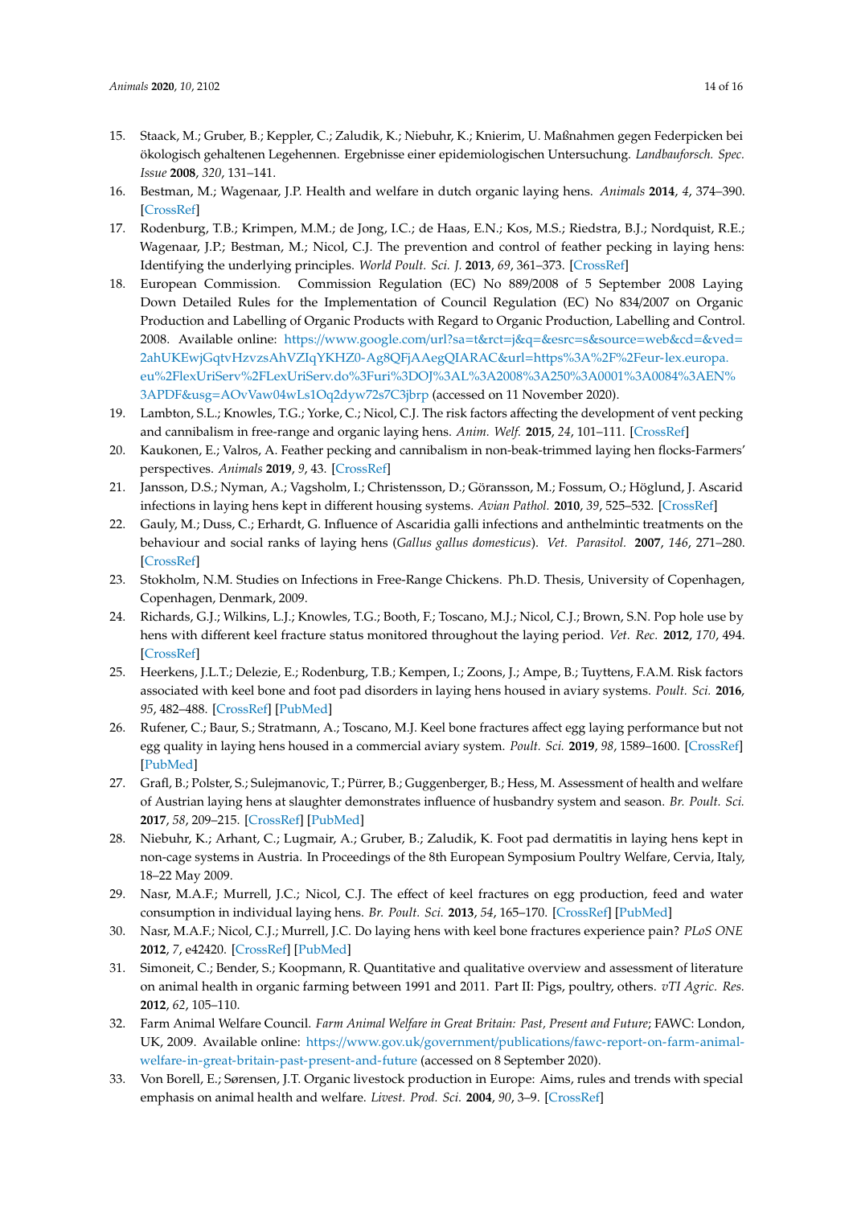15. Staack, M.; Gruber, B.; Keppler, C.; Zaludik, K.; Niebuhr, K.; Knierim, U. Maßnahmen gegen Federpicken bei ökologisch gehaltenen Legehennen. Ergebnisse einer epidemiologischen Untersuchung. *Landbauforsch. Spec. Issue* **2008**, *320*, 131–141.
16. Bestman, M.; Wagenaar, J.P. Health and welfare in dutch organic laying hens. *Animals* **2014**, *4*, 374–390. [CrossRef]
17. Rodenburg, T.B.; Krimpen, M.M.; de Jong, I.C.; de Haas, E.N.; Kos, M.S.; Riedstra, B.J.; Nordquist, R.E.; Wagenaar, J.P.; Bestman, M.; Nicol, C.J. The prevention and control of feather pecking in laying hens: Identifying the underlying principles. *World Poult. Sci. J.* **2013**, *69*, 361–373. [CrossRef]
18. European Commission. Commission Regulation (EC) No 889/2008 of 5 September 2008 Laying Down Detailed Rules for the Implementation of Council Regulation (EC) No 834/2007 on Organic Production and Labelling of Organic Products with Regard to Organic Production, Labelling and Control. 2008. Available online: https://www.google.com/url?sa=t&rct=j&q=&esrc=s&source=web&cd=&ved=2ahUKEwjGqtvHzvzsAhVZIqYKHZ0-Ag8QFjAAegQIARAC&url=https%3A%2F%2Feur-lex.europa.eu%2FlexUriServ%2FLexUriServ.do%3Furi%3DOJ%3AL%3A2008%3A250%3A0001%3A0084%3AEN%3APDF&usg=AOvVaw04wLs1Oq2dyw72s7C3jbrp (accessed on 11 November 2020).
19. Lambton, S.L.; Knowles, T.G.; Yorke, C.; Nicol, C.J. The risk factors affecting the development of vent pecking and cannibalism in free-range and organic laying hens. *Anim. Welf.* **2015**, *24*, 101–111. [CrossRef]
20. Kaukonen, E.; Valros, A. Feather pecking and cannibalism in non-beak-trimmed laying hen flocks-Farmers' perspectives. *Animals* **2019**, *9*, 43. [CrossRef]
21. Jansson, D.S.; Nyman, A.; Vagsholm, I.; Christensson, D.; Göransson, M.; Fossum, O.; Höglund, J. Ascarid infections in laying hens kept in different housing systems. *Avian Pathol.* **2010**, *39*, 525–532. [CrossRef]
22. Gauly, M.; Duss, C.; Erhardt, G. Influence of Ascaridia galli infections and anthelmintic treatments on the behaviour and social ranks of laying hens (*Gallus gallus domesticus*). *Vet. Parasitol.* **2007**, *146*, 271–280. [CrossRef]
23. Stokholm, N.M. Studies on Infections in Free-Range Chickens. Ph.D. Thesis, University of Copenhagen, Copenhagen, Denmark, 2009.
24. Richards, G.J.; Wilkins, L.J.; Knowles, T.G.; Booth, F.; Toscano, M.J.; Nicol, C.J.; Brown, S.N. Pop hole use by hens with different keel fracture status monitored throughout the laying period. *Vet. Rec.* **2012**, *170*, 494. [CrossRef]
25. Heerkens, J.L.T.; Delezie, E.; Rodenburg, T.B.; Kempen, I.; Zoons, J.; Ampe, B.; Tuyttens, F.A.M. Risk factors associated with keel bone and foot pad disorders in laying hens housed in aviary systems. *Poult. Sci.* **2016**, *95*, 482–488. [CrossRef] [PubMed]
26. Rufener, C.; Baur, S.; Stratmann, A.; Toscano, M.J. Keel bone fractures affect egg laying performance but not egg quality in laying hens housed in a commercial aviary system. *Poult. Sci.* **2019**, *98*, 1589–1600. [CrossRef] [PubMed]
27. Grafl, B.; Polster, S.; Sulejmanovic, T.; Pürrer, B.; Guggenberger, B.; Hess, M. Assessment of health and welfare of Austrian laying hens at slaughter demonstrates influence of husbandry system and season. *Br. Poult. Sci.* **2017**, *58*, 209–215. [CrossRef] [PubMed]
28. Niebuhr, K.; Arhant, C.; Lugmair, A.; Gruber, B.; Zaludik, K. Foot pad dermatitis in laying hens kept in non-cage systems in Austria. In Proceedings of the 8th European Symposium Poultry Welfare, Cervia, Italy, 18–22 May 2009.
29. Nasr, M.A.F.; Murrell, J.C.; Nicol, C.J. The effect of keel fractures on egg production, feed and water consumption in individual laying hens. *Br. Poult. Sci.* **2013**, *54*, 165–170. [CrossRef] [PubMed]
30. Nasr, M.A.F.; Nicol, C.J.; Murrell, J.C. Do laying hens with keel bone fractures experience pain? *PLoS ONE* **2012**, *7*, e42420. [CrossRef] [PubMed]
31. Simoneit, C.; Bender, S.; Koopmann, R. Quantitative and qualitative overview and assessment of literature on animal health in organic farming between 1991 and 2011. Part II: Pigs, poultry, others. *vTI Agric. Res.* **2012**, *62*, 105–110.
32. Farm Animal Welfare Council. *Farm Animal Welfare in Great Britain: Past, Present and Future*; FAWC: London, UK, 2009. Available online: https://www.gov.uk/government/publications/fawc-report-on-farm-animal-welfare-in-great-britain-past-present-and-future (accessed on 8 September 2020).
33. Von Borell, E.; Sørensen, J.T. Organic livestock production in Europe: Aims, rules and trends with special emphasis on animal health and welfare. *Livest. Prod. Sci.* **2004**, *90*, 3–9. [CrossRef]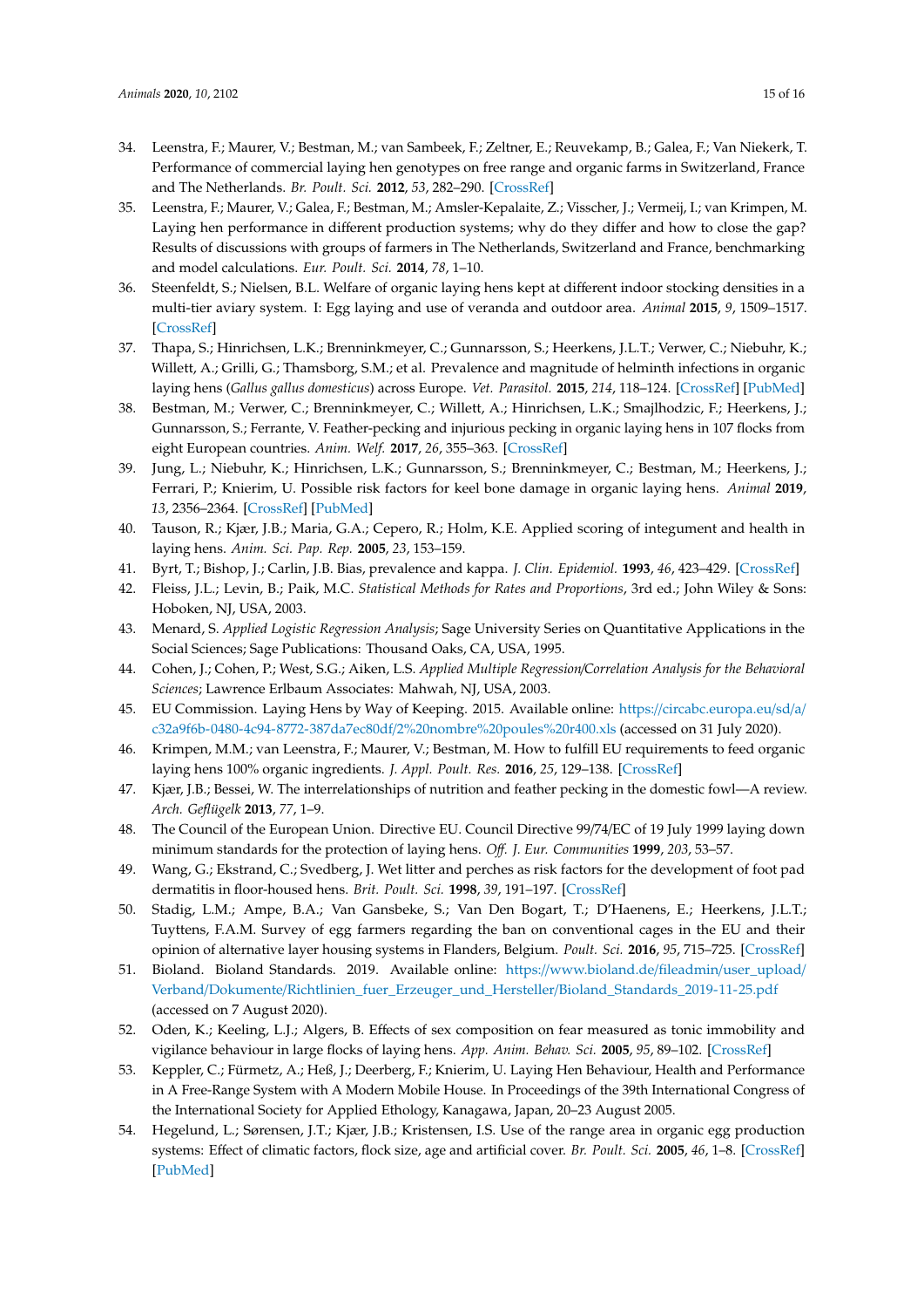34. Leenstra, F.; Maurer, V.; Bestman, M.; van Sambeek, F.; Zeltner, E.; Reuvekamp, B.; Galea, F.; Van Niekerk, T. Performance of commercial laying hen genotypes on free range and organic farms in Switzerland, France and The Netherlands. *Br. Poult. Sci.* **2012**, *53*, 282–290. [CrossRef]
35. Leenstra, F.; Maurer, V.; Galea, F.; Bestman, M.; Amsler-Kepalaite, Z.; Visscher, J.; Vermeij, I.; van Krimpen, M. Laying hen performance in different production systems; why do they differ and how to close the gap? Results of discussions with groups of farmers in The Netherlands, Switzerland and France, benchmarking and model calculations. *Eur. Poult. Sci.* **2014**, *78*, 1–10.
36. Steenfeldt, S.; Nielsen, B.L. Welfare of organic laying hens kept at different indoor stocking densities in a multi-tier aviary system. I: Egg laying and use of veranda and outdoor area. *Animal* **2015**, *9*, 1509–1517. [CrossRef]
37. Thapa, S.; Hinrichsen, L.K.; Brenninkmeyer, C.; Gunnarsson, S.; Heerkens, J.L.T.; Verwer, C.; Niebuhr, K.; Willett, A.; Grilli, G.; Thamsborg, S.M.; et al. Prevalence and magnitude of helminth infections in organic laying hens (*Gallus gallus domesticus*) across Europe. *Vet. Parasitol.* **2015**, *214*, 118–124. [CrossRef] [PubMed]
38. Bestman, M.; Verwer, C.; Brenninkmeyer, C.; Willett, A.; Hinrichsen, L.K.; Smajlhodzic, F.; Heerkens, J.; Gunnarsson, S.; Ferrante, V. Feather-pecking and injurious pecking in organic laying hens in 107 flocks from eight European countries. *Anim. Welf.* **2017**, *26*, 355–363. [CrossRef]
39. Jung, L.; Niebuhr, K.; Hinrichsen, L.K.; Gunnarsson, S.; Brenninkmeyer, C.; Bestman, M.; Heerkens, J.; Ferrari, P.; Knierim, U. Possible risk factors for keel bone damage in organic laying hens. *Animal* **2019**, *13*, 2356–2364. [CrossRef] [PubMed]
40. Tauson, R.; Kjær, J.B.; Maria, G.A.; Cepero, R.; Holm, K.E. Applied scoring of integument and health in laying hens. *Anim. Sci. Pap. Rep.* **2005**, *23*, 153–159.
41. Byrt, T.; Bishop, J.; Carlin, J.B. Bias, prevalence and kappa. *J. Clin. Epidemiol.* **1993**, *46*, 423–429. [CrossRef]
42. Fleiss, J.L.; Levin, B.; Paik, M.C. *Statistical Methods for Rates and Proportions*, 3rd ed.; John Wiley & Sons: Hoboken, NJ, USA, 2003.
43. Menard, S. *Applied Logistic Regression Analysis*; Sage University Series on Quantitative Applications in the Social Sciences; Sage Publications: Thousand Oaks, CA, USA, 1995.
44. Cohen, J.; Cohen, P.; West, S.G.; Aiken, L.S. *Applied Multiple Regression/Correlation Analysis for the Behavioral Sciences*; Lawrence Erlbaum Associates: Mahwah, NJ, USA, 2003.
45. EU Commission. Laying Hens by Way of Keeping. 2015. Available online: https://circabc.europa.eu/sd/a/c32a9f6b-0480-4c94-8772-387da7ec80df/2%20nombre%20poules%20r400.xls (accessed on 31 July 2020).
46. Krimpen, M.M.; van Leenstra, F.; Maurer, V.; Bestman, M. How to fulfill EU requirements to feed organic laying hens 100% organic ingredients. *J. Appl. Poult. Res.* **2016**, *25*, 129–138. [CrossRef]
47. Kjær, J.B.; Bessei, W. The interrelationships of nutrition and feather pecking in the domestic fowl—A review. *Arch. Geflügelk* **2013**, *77*, 1–9.
48. The Council of the European Union. Directive EU. Council Directive 99/74/EC of 19 July 1999 laying down minimum standards for the protection of laying hens. *Off. J. Eur. Communities* **1999**, *203*, 53–57.
49. Wang, G.; Ekstrand, C.; Svedberg, J. Wet litter and perches as risk factors for the development of foot pad dermatitis in floor-housed hens. *Brit. Poult. Sci.* **1998**, *39*, 191–197. [CrossRef]
50. Stadig, L.M.; Ampe, B.A.; Van Gansbeke, S.; Van Den Bogart, T.; D'Haenens, E.; Heerkens, J.L.T.; Tuyttens, F.A.M. Survey of egg farmers regarding the ban on conventional cages in the EU and their opinion of alternative layer housing systems in Flanders, Belgium. *Poult. Sci.* **2016**, *95*, 715–725. [CrossRef]
51. Bioland. Bioland Standards. 2019. Available online: https://www.bioland.de/fileadmin/user_upload/Verband/Dokumente/Richtlinien_fuer_Erzeuger_und_Hersteller/Bioland_Standards_2019-11-25.pdf (accessed on 7 August 2020).
52. Oden, K.; Keeling, L.J.; Algers, B. Effects of sex composition on fear measured as tonic immobility and vigilance behaviour in large flocks of laying hens. *App. Anim. Behav. Sci.* **2005**, *95*, 89–102. [CrossRef]
53. Keppler, C.; Fürmetz, A.; Heß, J.; Deerberg, F.; Knierim, U. Laying Hen Behaviour, Health and Performance in A Free-Range System with A Modern Mobile House. In Proceedings of the 39th International Congress of the International Society for Applied Ethology, Kanagawa, Japan, 20–23 August 2005.
54. Hegelund, L.; Sørensen, J.T.; Kjær, J.B.; Kristensen, I.S. Use of the range area in organic egg production systems: Effect of climatic factors, flock size, age and artificial cover. *Br. Poult. Sci.* **2005**, *46*, 1–8. [CrossRef] [PubMed]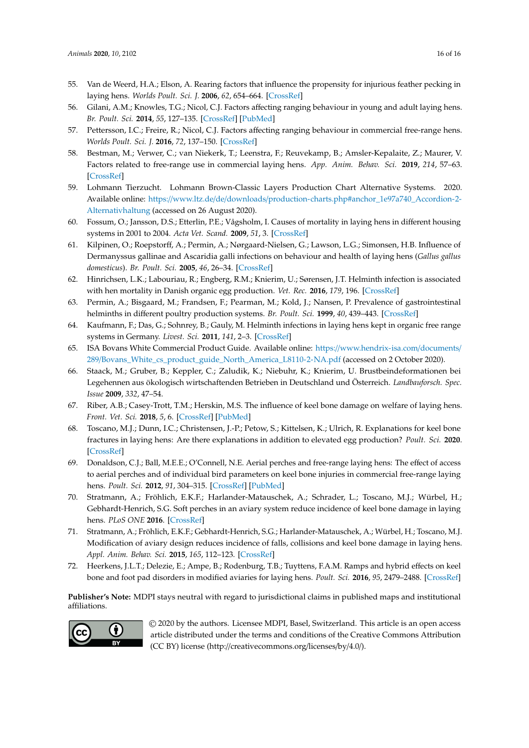55. Van de Weerd, H.A.; Elson, A. Rearing factors that influence the propensity for injurious feather pecking in laying hens. *Worlds Poult. Sci. J.* **2006**, *62*, 654–664. [CrossRef]
56. Gilani, A.M.; Knowles, T.G.; Nicol, C.J. Factors affecting ranging behaviour in young and adult laying hens. *Br. Poult. Sci.* **2014**, *55*, 127–135. [CrossRef] [PubMed]
57. Pettersson, I.C.; Freire, R.; Nicol, C.J. Factors affecting ranging behaviour in commercial free-range hens. *Worlds Poult. Sci. J.* **2016**, *72*, 137–150. [CrossRef]
58. Bestman, M.; Verwer, C.; van Niekerk, T.; Leenstra, F.; Reuvekamp, B.; Amsler-Kepalaite, Z.; Maurer, V. Factors related to free-range use in commercial laying hens. *App. Anim. Behav. Sci.* **2019**, *214*, 57–63. [CrossRef]
59. Lohmann Tierzucht. Lohmann Brown-Classic Layers Production Chart Alternative Systems. 2020. Available online: https://www.ltz.de/de/downloads/production-charts.php#anchor_1e97a740_Accordion-2-Alternativhaltung (accessed on 26 August 2020).
60. Fossum, O.; Jansson, D.S.; Etterlin, P.E.; Vågsholm, I. Causes of mortality in laying hens in different housing systems in 2001 to 2004. *Acta Vet. Scand.* **2009**, *51*, 3. [CrossRef]
61. Kilpinen, O.; Roepstorff, A.; Permin, A.; Nørgaard-Nielsen, G.; Lawson, L.G.; Simonsen, H.B. Influence of Dermanyssus gallinae and Ascaridia galli infections on behaviour and health of laying hens (*Gallus gallus domesticus*). *Br. Poult. Sci.* **2005**, *46*, 26–34. [CrossRef]
62. Hinrichsen, L.K.; Labouriau, R.; Engberg, R.M.; Knierim, U.; Sørensen, J.T. Helminth infection is associated with hen mortality in Danish organic egg production. *Vet. Rec.* **2016**, *179*, 196. [CrossRef]
63. Permin, A.; Bisgaard, M.; Frandsen, F.; Pearman, M.; Kold, J.; Nansen, P. Prevalence of gastrointestinal helminths in different poultry production systems. *Br. Poult. Sci.* **1999**, *40*, 439–443. [CrossRef]
64. Kaufmann, F.; Das, G.; Sohnrey, B.; Gauly, M. Helminth infections in laying hens kept in organic free range systems in Germany. *Livest. Sci.* **2011**, *141*, 2–3. [CrossRef]
65. ISA Bovans White Commercial Product Guide. Available online: https://www.hendrix-isa.com/documents/289/Bovans_White_cs_product_guide_North_America_L8110-2-NA.pdf (accessed on 2 October 2020).
66. Staack, M.; Gruber, B.; Keppler, C.; Zaludik, K.; Niebuhr, K.; Knierim, U. Brustbeindeformationen bei Legehennen aus ökologisch wirtschaftenden Betrieben in Deutschland und Österreich. *Landbauforsch. Spec. Issue* **2009**, *332*, 47–54.
67. Riber, A.B.; Casey-Trott, T.M.; Herskin, M.S. The influence of keel bone damage on welfare of laying hens. *Front. Vet. Sci.* **2018**, *5*, 6. [CrossRef] [PubMed]
68. Toscano, M.J.; Dunn, I.C.; Christensen, J.-P.; Petow, S.; Kittelsen, K.; Ulrich, R. Explanations for keel bone fractures in laying hens: Are there explanations in addition to elevated egg production? *Poult. Sci.* **2020**. [CrossRef]
69. Donaldson, C.J.; Ball, M.E.E.; O'Connell, N.E. Aerial perches and free-range laying hens: The effect of access to aerial perches and of individual bird parameters on keel bone injuries in commercial free-range laying hens. *Poult. Sci.* **2012**, *91*, 304–315. [CrossRef] [PubMed]
70. Stratmann, A.; Fröhlich, E.K.F.; Harlander-Matauschek, A.; Schrader, L.; Toscano, M.J.; Würbel, H.; Gebhardt-Henrich, S.G. Soft perches in an aviary system reduce incidence of keel bone damage in laying hens. *PLoS ONE* **2016**. [CrossRef]
71. Stratmann, A.; Fröhlich, E.K.F.; Gebhardt-Henrich, S.G.; Harlander-Matauschek, A.; Würbel, H.; Toscano, M.J. Modification of aviary design reduces incidence of falls, collisions and keel bone damage in laying hens. *Appl. Anim. Behav. Sci.* **2015**, *165*, 112–123. [CrossRef]
72. Heerkens, J.L.T.; Delezie, E.; Ampe, B.; Rodenburg, T.B.; Tuyttens, F.A.M. Ramps and hybrid effects on keel bone and foot pad disorders in modified aviaries for laying hens. *Poult. Sci.* **2016**, *95*, 2479–2488. [CrossRef]

**Publisher's Note:** MDPI stays neutral with regard to jurisdictional claims in published maps and institutional affiliations.

© 2020 by the authors. Licensee MDPI, Basel, Switzerland. This article is an open access article distributed under the terms and conditions of the Creative Commons Attribution (CC BY) license (http://creativecommons.org/licenses/by/4.0/).